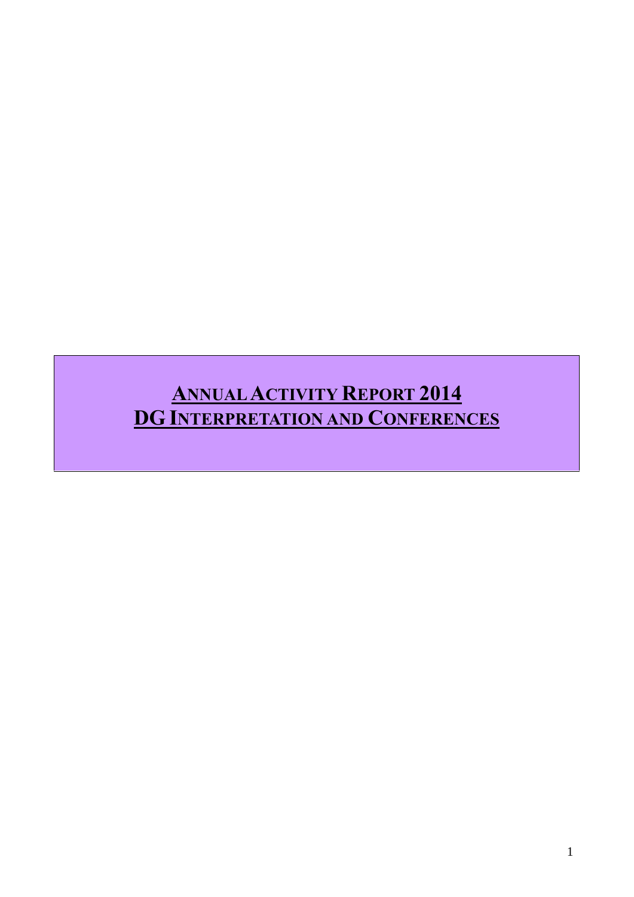# ANNUAL ACTIVITY REPORT 2014
# DG INTERPRETATION AND CONFERENCES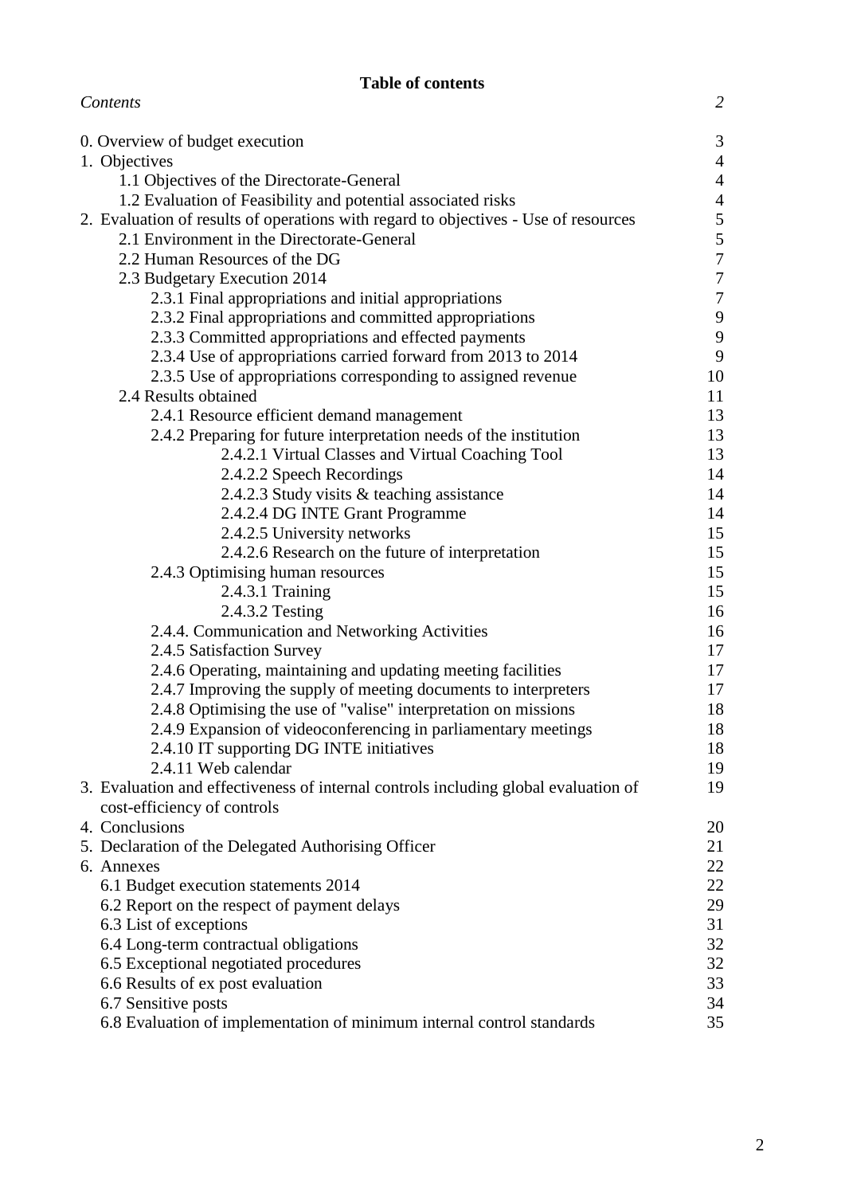**Table of contents**

| | |
|---|---|
| *Contents* | *2* |
| 0. Overview of budget execution | 3 |
| 1. Objectives | 4 |
| 1.1 Objectives of the Directorate-General | 4 |
| 1.2 Evaluation of Feasibility and potential associated risks | 4 |
| 2. Evaluation of results of operations with regard to objectives - Use of resources | 5 |
| 2.1 Environment in the Directorate-General | 5 |
| 2.2 Human Resources of the DG | 7 |
| 2.3 Budgetary Execution 2014 | 7 |
| 2.3.1 Final appropriations and initial appropriations | 7 |
| 2.3.2 Final appropriations and committed appropriations | 9 |
| 2.3.3 Committed appropriations and effected payments | 9 |
| 2.3.4 Use of appropriations carried forward from 2013 to 2014 | 9 |
| 2.3.5 Use of appropriations corresponding to assigned revenue | 10 |
| 2.4 Results obtained | 11 |
| 2.4.1 Resource efficient demand management | 13 |
| 2.4.2 Preparing for future interpretation needs of the institution | 13 |
| 2.4.2.1 Virtual Classes and Virtual Coaching Tool | 13 |
| 2.4.2.2 Speech Recordings | 14 |
| 2.4.2.3 Study visits & teaching assistance | 14 |
| 2.4.2.4 DG INTE Grant Programme | 14 |
| 2.4.2.5 University networks | 15 |
| 2.4.2.6 Research on the future of interpretation | 15 |
| 2.4.3 Optimising human resources | 15 |
| 2.4.3.1 Training | 15 |
| 2.4.3.2 Testing | 16 |
| 2.4.4. Communication and Networking Activities | 16 |
| 2.4.5 Satisfaction Survey | 17 |
| 2.4.6 Operating, maintaining and updating meeting facilities | 17 |
| 2.4.7 Improving the supply of meeting documents to interpreters | 17 |
| 2.4.8 Optimising the use of "valise" interpretation on missions | 18 |
| 2.4.9 Expansion of videoconferencing in parliamentary meetings | 18 |
| 2.4.10 IT supporting DG INTE initiatives | 18 |
| 2.4.11 Web calendar | 19 |
| 3. Evaluation and effectiveness of internal controls including global evaluation of cost-efficiency of controls | 19 |
| 4. Conclusions | 20 |
| 5. Declaration of the Delegated Authorising Officer | 21 |
| 6. Annexes | 22 |
| 6.1 Budget execution statements 2014 | 22 |
| 6.2 Report on the respect of payment delays | 29 |
| 6.3 List of exceptions | 31 |
| 6.4 Long-term contractual obligations | 32 |
| 6.5 Exceptional negotiated procedures | 32 |
| 6.6 Results of ex post evaluation | 33 |
| 6.7 Sensitive posts | 34 |
| 6.8 Evaluation of implementation of minimum internal control standards | 35 |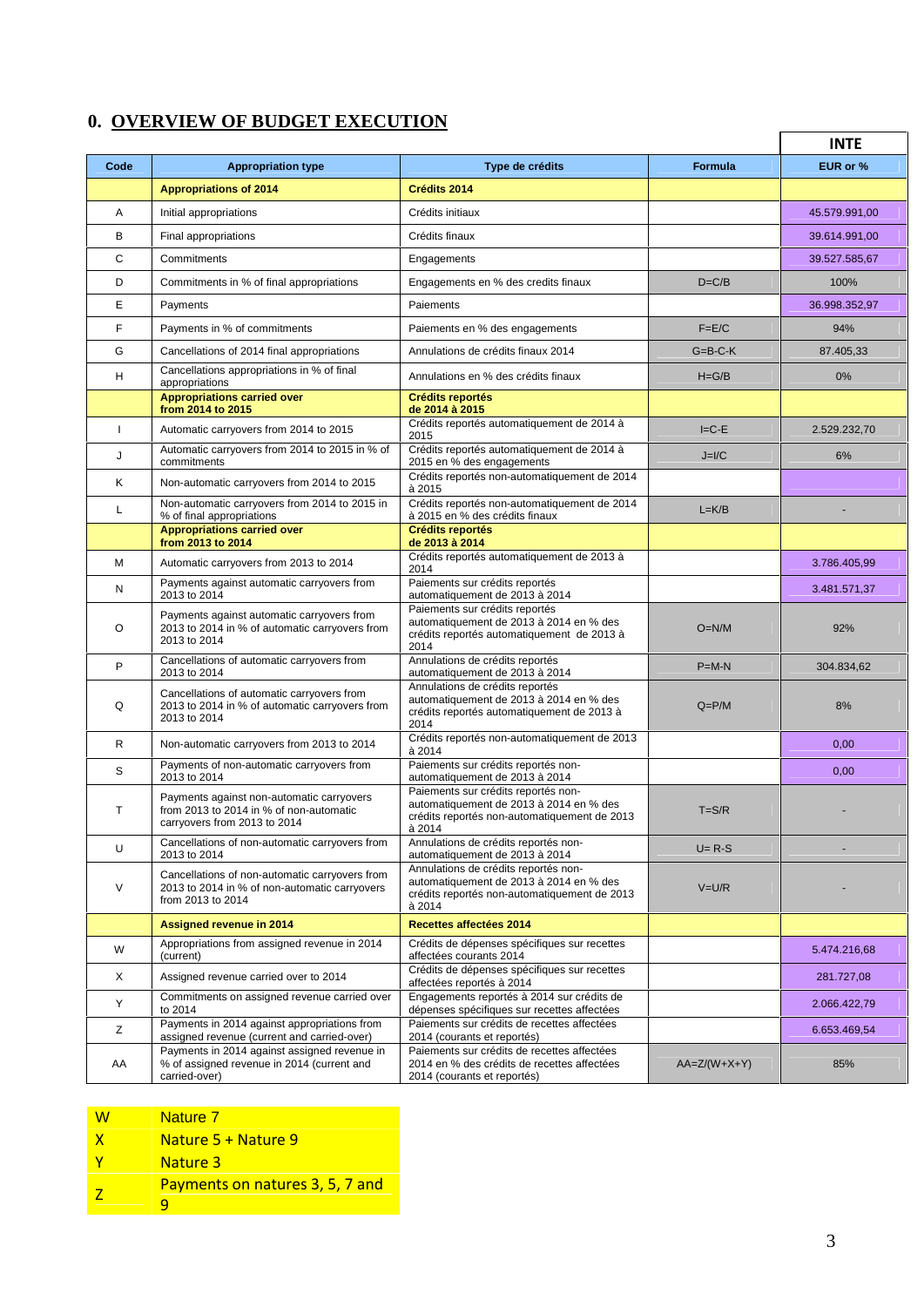## 0. OVERVIEW OF BUDGET EXECUTION

| Code | Appropriation type | Type de crédits | Formula | INTE<br>EUR or % |
|---|---|---|---|---|
| | **Appropriations of 2014** | **Crédits 2014** | | |
| A | Initial appropriations | Crédits initiaux | | 45.579.991,00 |
| B | Final appropriations | Crédits finaux | | 39.614.991,00 |
| C | Commitments | Engagements | | 39.527.585,67 |
| D | Commitments in % of final appropriations | Engagements en % des credits finaux | D=C/B | 100% |
| E | Payments | Paiements | | 36.998.352,97 |
| F | Payments in % of commitments | Paiements en % des engagements | F=E/C | 94% |
| G | Cancellations of 2014 final appropriations | Annulations de crédits finaux 2014 | G=B-C-K | 87.405,33 |
| H | Cancellations appropriations in % of final appropriations | Annulations en % des crédits finaux | H=G/B | 0% |
| | **Appropriations carried over from 2014 to 2015** | **Crédits reportés de 2014 à 2015** | | |
| I | Automatic carryovers from 2014 to 2015 | Crédits reportés automatiquement de 2014 à 2015 | I=C-E | 2.529.232,70 |
| J | Automatic carryovers from 2014 to 2015 in % of commitments | Crédits reportés automatiquement de 2014 à 2015 en % des engagements | J=I/C | 6% |
| K | Non-automatic carryovers from 2014 to 2015 | Crédits reportés non-automatiquement de 2014 à 2015 | | |
| L | Non-automatic carryovers from 2014 to 2015 in % of final appropriations | Crédits reportés non-automatiquement de 2014 à 2015 en % des crédits finaux | L=K/B | - |
| | **Appropriations carried over from 2013 to 2014** | **Crédits reportés de 2013 à 2014** | | |
| M | Automatic carryovers from 2013 to 2014 | Crédits reportés automatiquement de 2013 à 2014 | | 3.786.405,99 |
| N | Payments against automatic carryovers from 2013 to 2014 | Paiements sur crédits reportés automatiquement de 2013 à 2014 | | 3.481.571,37 |
| O | Payments against automatic carryovers from 2013 to 2014 in % of automatic carryovers from 2013 to 2014 | Paiements sur crédits reportés automatiquement de 2013 à 2014 en % des crédits reportés automatiquement de 2013 à 2014 | O=N/M | 92% |
| P | Cancellations of automatic carryovers from 2013 to 2014 | Annulations de crédits reportés automatiquement de 2013 à 2014 | P=M-N | 304.834,62 |
| Q | Cancellations of automatic carryovers from 2013 to 2014 in % of automatic carryovers from 2013 to 2014 | Annulations de crédits reportés automatiquement de 2013 à 2014 en % des crédits reportés automatiquement de 2013 à 2014 | Q=P/M | 8% |
| R | Non-automatic carryovers from 2013 to 2014 | Crédits reportés non-automatiquement de 2013 à 2014 | | 0,00 |
| S | Payments of non-automatic carryovers from 2013 to 2014 | Paiements sur crédits reportés non-automatiquement de 2013 à 2014 | | 0,00 |
| T | Payments against non-automatic carryovers from 2013 to 2014 in % of non-automatic carryovers from 2013 to 2014 | Paiements sur crédits reportés non-automatiquement de 2013 à 2014 en % des crédits reportés non-automatiquement de 2013 à 2014 | T=S/R | - |
| U | Cancellations of non-automatic carryovers from 2013 to 2014 | Annulations de crédits reportés non-automatiquement de 2013 à 2014 | U= R-S | - |
| V | Cancellations of non-automatic carryovers from 2013 to 2014 in % of non-automatic carryovers from 2013 to 2014 | Annulations de crédits reportés non-automatiquement de 2013 à 2014 en % des crédits reportés non-automatiquement de 2013 à 2014 | V=U/R | - |
| | **Assigned revenue in 2014** | **Recettes affectées 2014** | | |
| W | Appropriations from assigned revenue in 2014 (current) | Crédits de dépenses spécifiques sur recettes affectées courants 2014 | | 5.474.216,68 |
| X | Assigned revenue carried over to 2014 | Crédits de dépenses spécifiques sur recettes affectées reportés à 2014 | | 281.727,08 |
| Y | Commitments on assigned revenue carried over to 2014 | Engagements reportés à 2014 sur crédits de dépenses spécifiques sur recettes affectées | | 2.066.422,79 |
| Z | Payments in 2014 against appropriations from assigned revenue (current and carried-over) | Paiements sur crédits de recettes affectées 2014 (courants et reportés) | | 6.653.469,54 |
| AA | Payments in 2014 against assigned revenue in % of assigned revenue in 2014 (current and carried-over) | Paiements sur crédits de recettes affectées 2014 en % des crédits de recettes affectées 2014 (courants et reportés) | AA=Z/(W+X+Y) | 85% |

| | |
|---|---|
| W | Nature 7 |
| X | Nature 5 + Nature 9 |
| Y | Nature 3 |
| Z | Payments on natures 3, 5, 7 and 9 |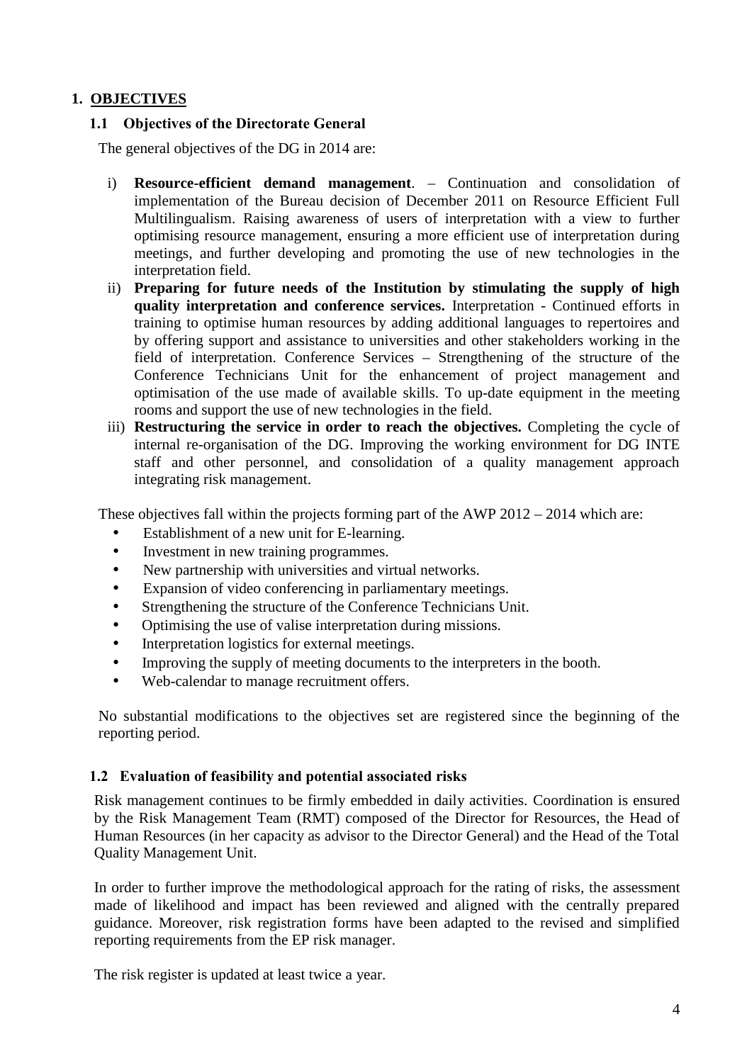# 1. OBJECTIVES

## 1.1 Objectives of the Directorate General

The general objectives of the DG in 2014 are:

i) **Resource-efficient demand management**. – Continuation and consolidation of implementation of the Bureau decision of December 2011 on Resource Efficient Full Multilingualism. Raising awareness of users of interpretation with a view to further optimising resource management, ensuring a more efficient use of interpretation during meetings, and further developing and promoting the use of new technologies in the interpretation field.

ii) **Preparing for future needs of the Institution by stimulating the supply of high quality interpretation and conference services.** Interpretation - Continued efforts in training to optimise human resources by adding additional languages to repertoires and by offering support and assistance to universities and other stakeholders working in the field of interpretation. Conference Services – Strengthening of the structure of the Conference Technicians Unit for the enhancement of project management and optimisation of the use made of available skills. To up-date equipment in the meeting rooms and support the use of new technologies in the field.

iii) **Restructuring the service in order to reach the objectives.** Completing the cycle of internal re-organisation of the DG. Improving the working environment for DG INTE staff and other personnel, and consolidation of a quality management approach integrating risk management.

These objectives fall within the projects forming part of the AWP 2012 – 2014 which are:

- Establishment of a new unit for E-learning.
- Investment in new training programmes.
- New partnership with universities and virtual networks.
- Expansion of video conferencing in parliamentary meetings.
- Strengthening the structure of the Conference Technicians Unit.
- Optimising the use of valise interpretation during missions.
- Interpretation logistics for external meetings.
- Improving the supply of meeting documents to the interpreters in the booth.
- Web-calendar to manage recruitment offers.

No substantial modifications to the objectives set are registered since the beginning of the reporting period.

## 1.2 Evaluation of feasibility and potential associated risks

Risk management continues to be firmly embedded in daily activities. Coordination is ensured by the Risk Management Team (RMT) composed of the Director for Resources, the Head of Human Resources (in her capacity as advisor to the Director General) and the Head of the Total Quality Management Unit.

In order to further improve the methodological approach for the rating of risks, the assessment made of likelihood and impact has been reviewed and aligned with the centrally prepared guidance. Moreover, risk registration forms have been adapted to the revised and simplified reporting requirements from the EP risk manager.

The risk register is updated at least twice a year.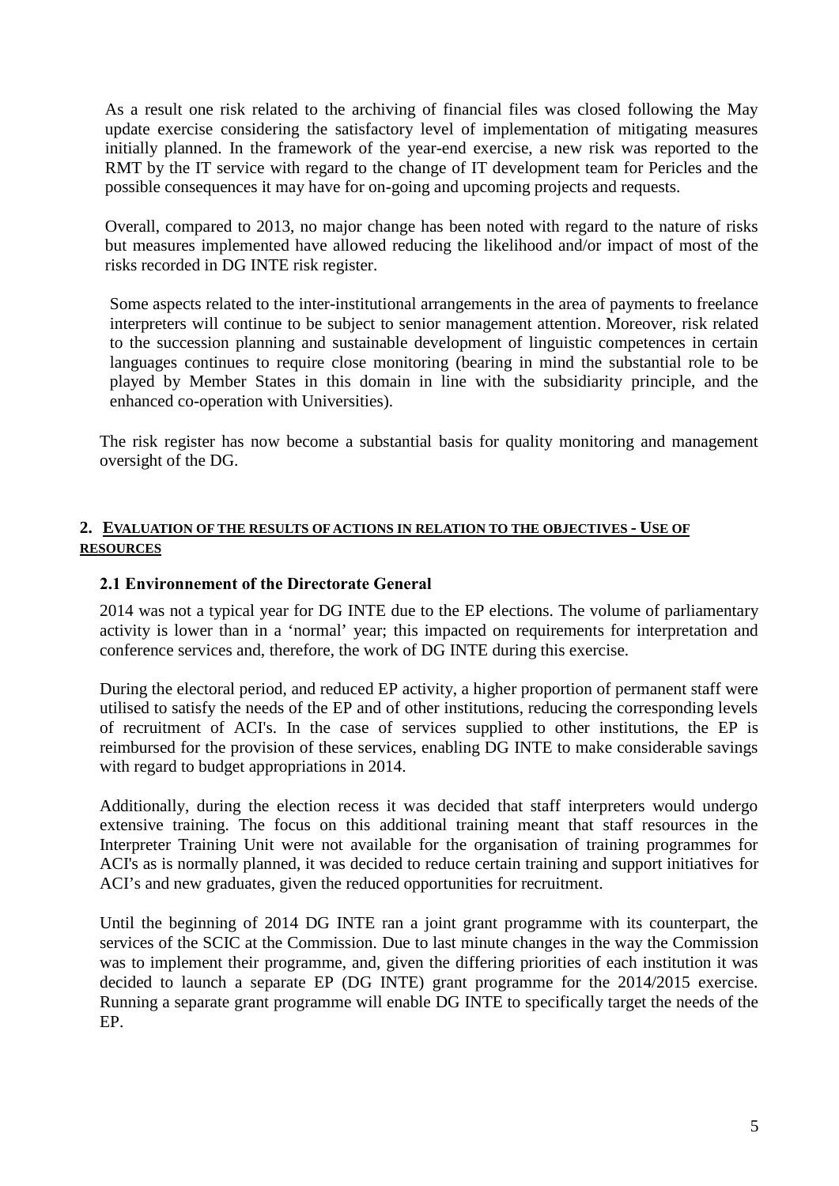As a result one risk related to the archiving of financial files was closed following the May update exercise considering the satisfactory level of implementation of mitigating measures initially planned. In the framework of the year-end exercise, a new risk was reported to the RMT by the IT service with regard to the change of IT development team for Pericles and the possible consequences it may have for on-going and upcoming projects and requests.

Overall, compared to 2013, no major change has been noted with regard to the nature of risks but measures implemented have allowed reducing the likelihood and/or impact of most of the risks recorded in DG INTE risk register.

Some aspects related to the inter-institutional arrangements in the area of payments to freelance interpreters will continue to be subject to senior management attention. Moreover, risk related to the succession planning and sustainable development of linguistic competences in certain languages continues to require close monitoring (bearing in mind the substantial role to be played by Member States in this domain in line with the subsidiarity principle, and the enhanced co-operation with Universities).

The risk register has now become a substantial basis for quality monitoring and management oversight of the DG.

## 2. EVALUATION OF THE RESULTS OF ACTIONS IN RELATION TO THE OBJECTIVES - USE OF RESOURCES

### 2.1 Environnement of the Directorate General

2014 was not a typical year for DG INTE due to the EP elections. The volume of parliamentary activity is lower than in a 'normal' year; this impacted on requirements for interpretation and conference services and, therefore, the work of DG INTE during this exercise.

During the electoral period, and reduced EP activity, a higher proportion of permanent staff were utilised to satisfy the needs of the EP and of other institutions, reducing the corresponding levels of recruitment of ACI's. In the case of services supplied to other institutions, the EP is reimbursed for the provision of these services, enabling DG INTE to make considerable savings with regard to budget appropriations in 2014.

Additionally, during the election recess it was decided that staff interpreters would undergo extensive training. The focus on this additional training meant that staff resources in the Interpreter Training Unit were not available for the organisation of training programmes for ACI's as is normally planned, it was decided to reduce certain training and support initiatives for ACI's and new graduates, given the reduced opportunities for recruitment.

Until the beginning of 2014 DG INTE ran a joint grant programme with its counterpart, the services of the SCIC at the Commission. Due to last minute changes in the way the Commission was to implement their programme, and, given the differing priorities of each institution it was decided to launch a separate EP (DG INTE) grant programme for the 2014/2015 exercise. Running a separate grant programme will enable DG INTE to specifically target the needs of the EP.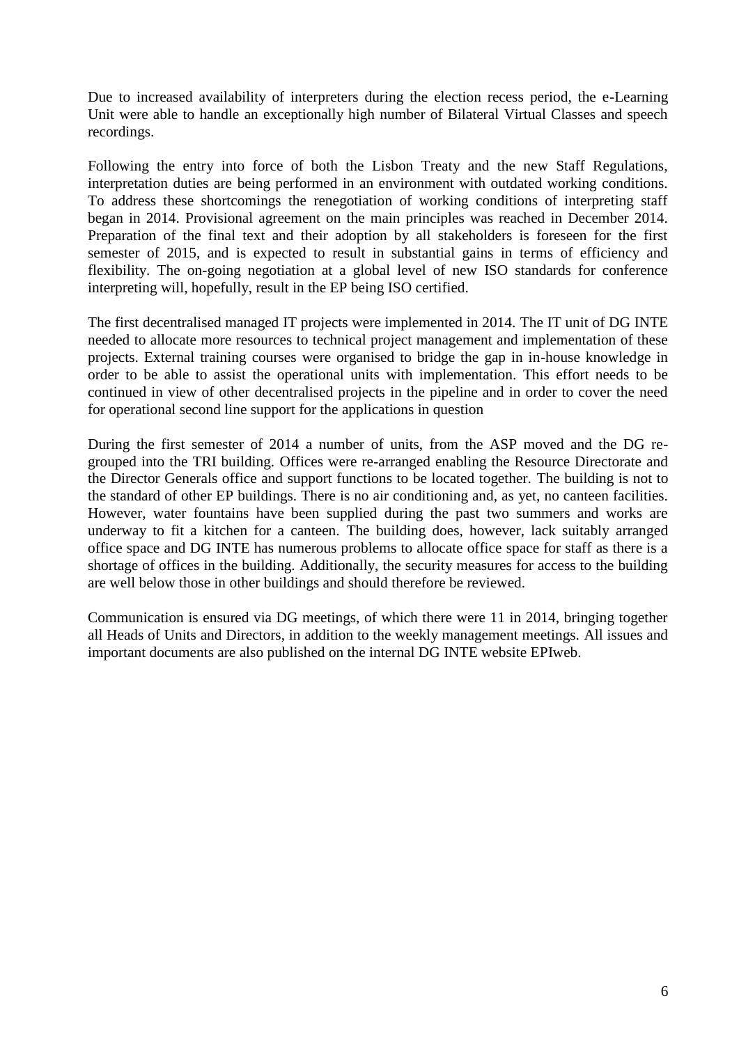Due to increased availability of interpreters during the election recess period, the e-Learning Unit were able to handle an exceptionally high number of Bilateral Virtual Classes and speech recordings.

Following the entry into force of both the Lisbon Treaty and the new Staff Regulations, interpretation duties are being performed in an environment with outdated working conditions. To address these shortcomings the renegotiation of working conditions of interpreting staff began in 2014. Provisional agreement on the main principles was reached in December 2014. Preparation of the final text and their adoption by all stakeholders is foreseen for the first semester of 2015, and is expected to result in substantial gains in terms of efficiency and flexibility. The on-going negotiation at a global level of new ISO standards for conference interpreting will, hopefully, result in the EP being ISO certified.

The first decentralised managed IT projects were implemented in 2014. The IT unit of DG INTE needed to allocate more resources to technical project management and implementation of these projects. External training courses were organised to bridge the gap in in-house knowledge in order to be able to assist the operational units with implementation. This effort needs to be continued in view of other decentralised projects in the pipeline and in order to cover the need for operational second line support for the applications in question

During the first semester of 2014 a number of units, from the ASP moved and the DG re-grouped into the TRI building. Offices were re-arranged enabling the Resource Directorate and the Director Generals office and support functions to be located together. The building is not to the standard of other EP buildings. There is no air conditioning and, as yet, no canteen facilities. However, water fountains have been supplied during the past two summers and works are underway to fit a kitchen for a canteen. The building does, however, lack suitably arranged office space and DG INTE has numerous problems to allocate office space for staff as there is a shortage of offices in the building. Additionally, the security measures for access to the building are well below those in other buildings and should therefore be reviewed.

Communication is ensured via DG meetings, of which there were 11 in 2014, bringing together all Heads of Units and Directors, in addition to the weekly management meetings. All issues and important documents are also published on the internal DG INTE website EPIweb.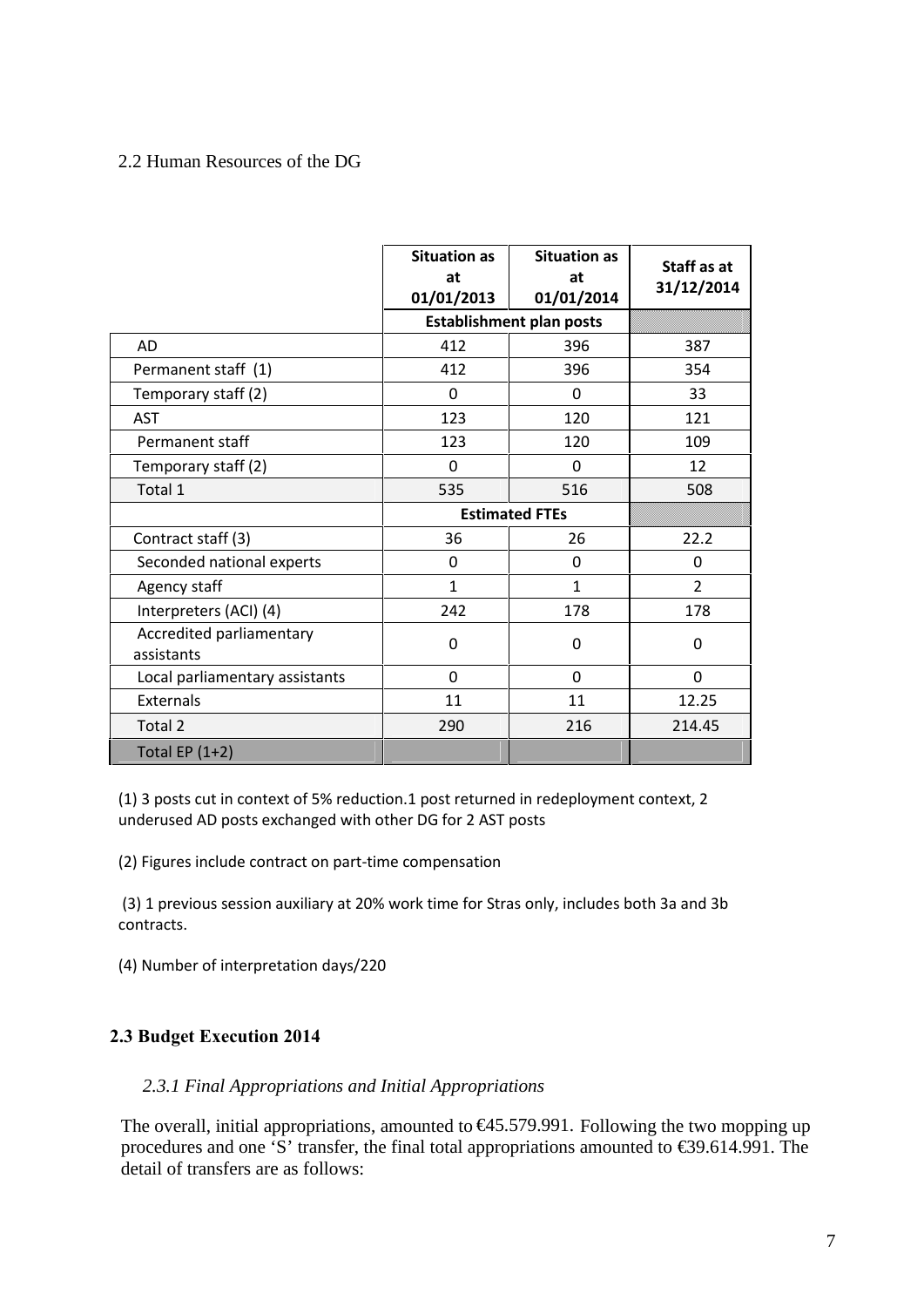2.2 Human Resources of the DG

| | Situation as at 01/01/2013 | Situation as at 01/01/2014 | Staff as at 31/12/2014 |
|---|---|---|---|
| | Establishment plan posts | | |
| AD | 412 | 396 | 387 |
| Permanent staff (1) | 412 | 396 | 354 |
| Temporary staff (2) | 0 | 0 | 33 |
| AST | 123 | 120 | 121 |
| Permanent staff | 123 | 120 | 109 |
| Temporary staff (2) | 0 | 0 | 12 |
| Total 1 | 535 | 516 | 508 |
| | Estimated FTEs | | |
| Contract staff (3) | 36 | 26 | 22.2 |
| Seconded national experts | 0 | 0 | 0 |
| Agency staff | 1 | 1 | 2 |
| Interpreters (ACI) (4) | 242 | 178 | 178 |
| Accredited parliamentary assistants | 0 | 0 | 0 |
| Local parliamentary assistants | 0 | 0 | 0 |
| Externals | 11 | 11 | 12.25 |
| Total 2 | 290 | 216 | 214.45 |
| Total EP (1+2) | | | |

(1) 3 posts cut in context of 5% reduction.1 post returned in redeployment context, 2 underused AD posts exchanged with other DG for 2 AST posts

(2) Figures include contract on part-time compensation

(3) 1 previous session auxiliary at 20% work time for Stras only, includes both 3a and 3b contracts.

(4) Number of interpretation days/220

## 2.3 Budget Execution 2014

### *2.3.1 Final Appropriations and Initial Appropriations*

The overall, initial appropriations, amounted to €45.579.991. Following the two mopping up procedures and one 'S' transfer, the final total appropriations amounted to €39.614.991. The detail of transfers are as follows: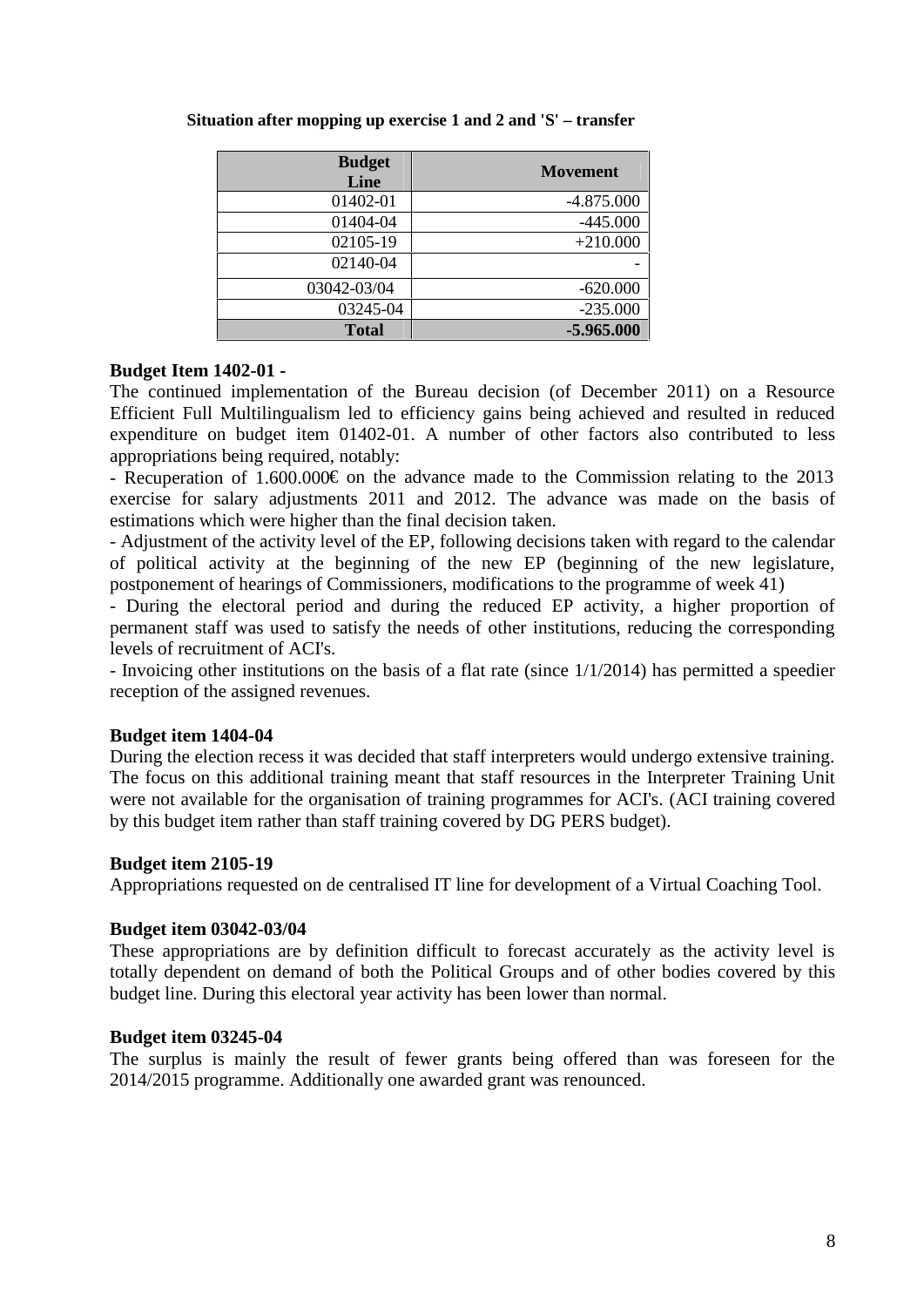**Situation after mopping up exercise 1 and 2 and 'S' – transfer**

| Budget Line | Movement |
|---|---|
| 01402-01 | -4.875.000 |
| 01404-04 | -445.000 |
| 02105-19 | +210.000 |
| 02140-04 | - |
| 03042-03/04 | -620.000 |
| 03245-04 | -235.000 |
| **Total** | **-5.965.000** |

**Budget Item 1402-01 -**

The continued implementation of the Bureau decision (of December 2011) on a Resource Efficient Full Multilingualism led to efficiency gains being achieved and resulted in reduced expenditure on budget item 01402-01. A number of other factors also contributed to less appropriations being required, notably:

- Recuperation of 1.600.000€ on the advance made to the Commission relating to the 2013 exercise for salary adjustments 2011 and 2012. The advance was made on the basis of estimations which were higher than the final decision taken.
- Adjustment of the activity level of the EP, following decisions taken with regard to the calendar of political activity at the beginning of the new EP (beginning of the new legislature, postponement of hearings of Commissioners, modifications to the programme of week 41)
- During the electoral period and during the reduced EP activity, a higher proportion of permanent staff was used to satisfy the needs of other institutions, reducing the corresponding levels of recruitment of ACI's.
- Invoicing other institutions on the basis of a flat rate (since 1/1/2014) has permitted a speedier reception of the assigned revenues.

**Budget item 1404-04**

During the election recess it was decided that staff interpreters would undergo extensive training. The focus on this additional training meant that staff resources in the Interpreter Training Unit were not available for the organisation of training programmes for ACI's. (ACI training covered by this budget item rather than staff training covered by DG PERS budget).

**Budget item 2105-19**

Appropriations requested on de centralised IT line for development of a Virtual Coaching Tool.

**Budget item 03042-03/04**

These appropriations are by definition difficult to forecast accurately as the activity level is totally dependent on demand of both the Political Groups and of other bodies covered by this budget line. During this electoral year activity has been lower than normal.

**Budget item 03245-04**

The surplus is mainly the result of fewer grants being offered than was foreseen for the 2014/2015 programme. Additionally one awarded grant was renounced.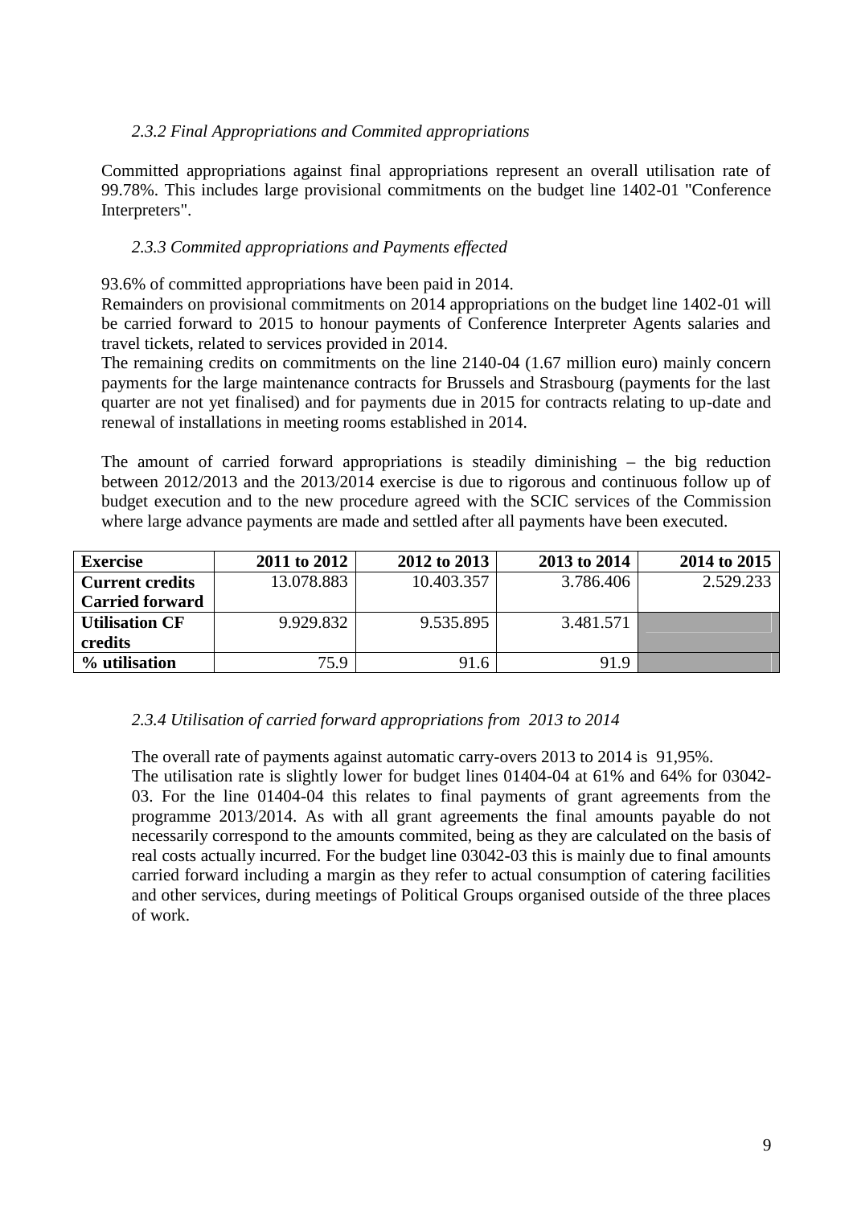#### *2.3.2 Final Appropriations and Commited appropriations*

Committed appropriations against final appropriations represent an overall utilisation rate of 99.78%. This includes large provisional commitments on the budget line 1402-01 "Conference Interpreters".

#### *2.3.3 Commited appropriations and Payments effected*

93.6% of committed appropriations have been paid in 2014.

Remainders on provisional commitments on 2014 appropriations on the budget line 1402-01 will be carried forward to 2015 to honour payments of Conference Interpreter Agents salaries and travel tickets, related to services provided in 2014.

The remaining credits on commitments on the line 2140-04 (1.67 million euro) mainly concern payments for the large maintenance contracts for Brussels and Strasbourg (payments for the last quarter are not yet finalised) and for payments due in 2015 for contracts relating to up-date and renewal of installations in meeting rooms established in 2014.

The amount of carried forward appropriations is steadily diminishing – the big reduction between 2012/2013 and the 2013/2014 exercise is due to rigorous and continuous follow up of budget execution and to the new procedure agreed with the SCIC services of the Commission where large advance payments are made and settled after all payments have been executed.

| **Exercise** | **2011 to 2012** | **2012 to 2013** | **2013 to 2014** | **2014 to 2015** |
|---|---|---|---|---|
| **Current credits Carried forward** | 13.078.883 | 10.403.357 | 3.786.406 | 2.529.233 |
| **Utilisation CF credits** | 9.929.832 | 9.535.895 | 3.481.571 | |
| **% utilisation** | 75.9 | 91.6 | 91.9 | |

#### *2.3.4 Utilisation of carried forward appropriations from 2013 to 2014*

The overall rate of payments against automatic carry-overs 2013 to 2014 is 91,95%.

The utilisation rate is slightly lower for budget lines 01404-04 at 61% and 64% for 03042-03. For the line 01404-04 this relates to final payments of grant agreements from the programme 2013/2014. As with all grant agreements the final amounts payable do not necessarily correspond to the amounts commited, being as they are calculated on the basis of real costs actually incurred. For the budget line 03042-03 this is mainly due to final amounts carried forward including a margin as they refer to actual consumption of catering facilities and other services, during meetings of Political Groups organised outside of the three places of work.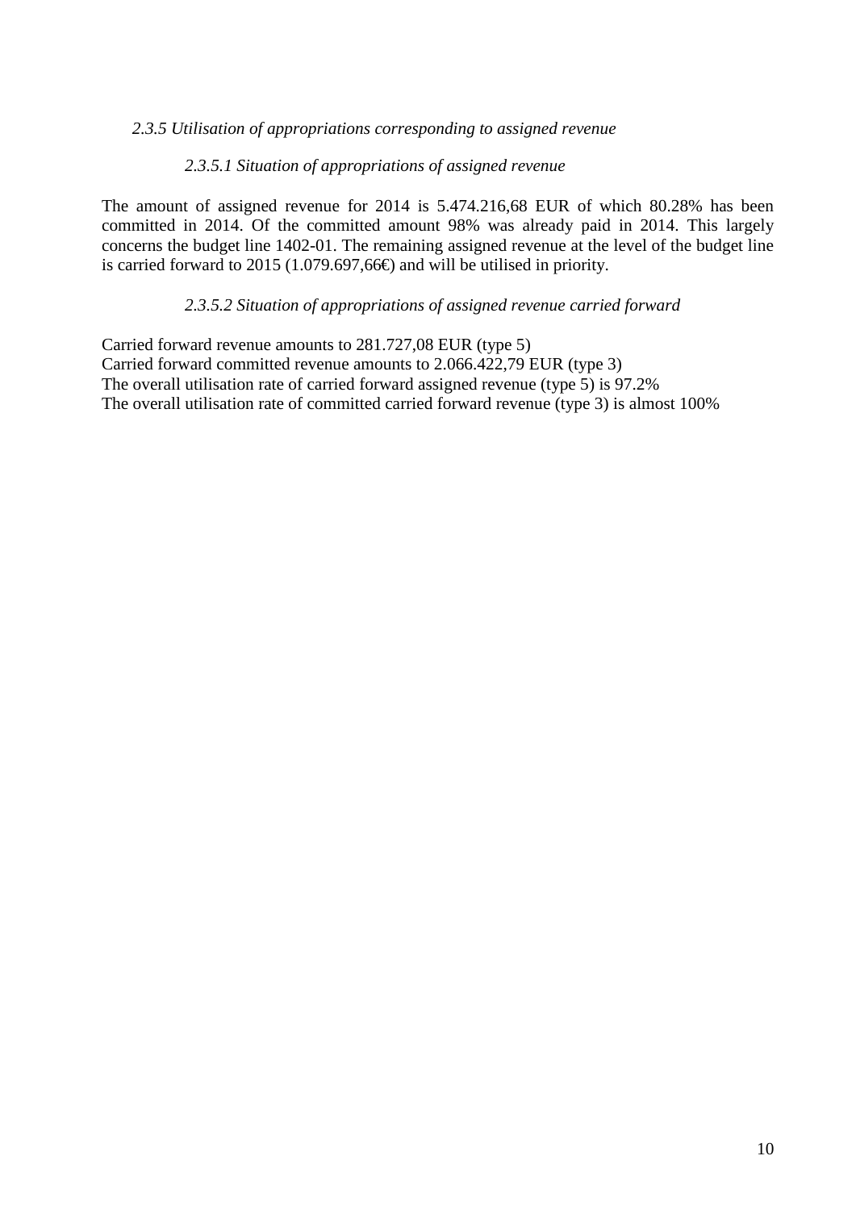### *2.3.5 Utilisation of appropriations corresponding to assigned revenue*

#### *2.3.5.1 Situation of appropriations of assigned revenue*

The amount of assigned revenue for 2014 is 5.474.216,68 EUR of which 80.28% has been committed in 2014. Of the committed amount 98% was already paid in 2014. This largely concerns the budget line 1402-01. The remaining assigned revenue at the level of the budget line is carried forward to 2015 (1.079.697,66€) and will be utilised in priority.

#### *2.3.5.2 Situation of appropriations of assigned revenue carried forward*

Carried forward revenue amounts to 281.727,08 EUR (type 5)
Carried forward committed revenue amounts to 2.066.422,79 EUR (type 3)
The overall utilisation rate of carried forward assigned revenue (type 5) is 97.2%
The overall utilisation rate of committed carried forward revenue (type 3) is almost 100%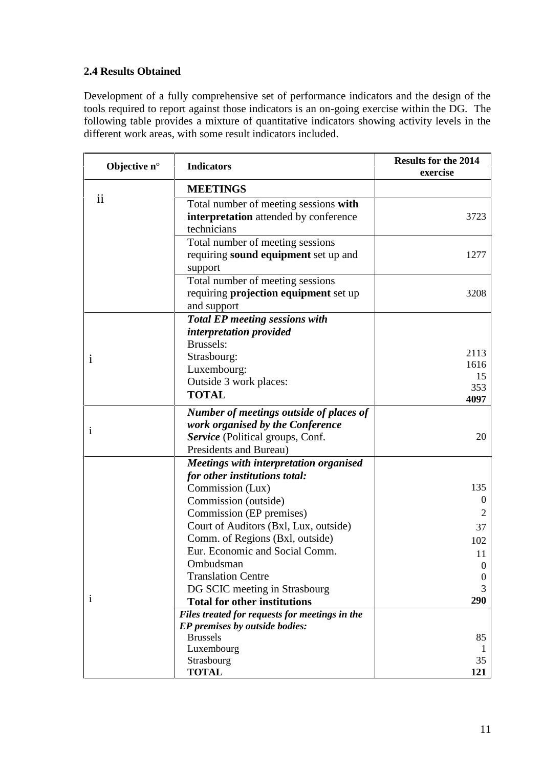### 2.4 Results Obtained

Development of a fully comprehensive set of performance indicators and the design of the tools required to report against those indicators is an on-going exercise within the DG. The following table provides a mixture of quantitative indicators showing activity levels in the different work areas, with some result indicators included.

| Objective n° | Indicators | Results for the 2014 exercise |
|---|---|---|
| ii | **MEETINGS** | |
| | Total number of meeting sessions **with interpretation** attended by conference technicians | 3723 |
| | Total number of meeting sessions requiring **sound equipment** set up and support | 1277 |
| | Total number of meeting sessions requiring **projection equipment** set up and support | 3208 |
| i | ***Total EP meeting sessions with interpretation provided***<br>Brussels:<br>Strasbourg:<br>Luxembourg:<br>Outside 3 work places:<br>**TOTAL** | <br><br>2113<br>1616<br>15<br>353<br>**4097** |
| i | ***Number of meetings outside of places of work organised by the Conference Service*** (Political groups, Conf. Presidents and Bureau) | 20 |
| i | ***Meetings with interpretation organised for other institutions total:***<br>Commission (Lux)<br>Commission (outside)<br>Commission (EP premises)<br>Court of Auditors (Bxl, Lux, outside)<br>Comm. of Regions (Bxl, outside)<br>Eur. Economic and Social Comm.<br>Ombudsman<br>Translation Centre<br>DG SCIC meeting in Strasbourg<br>**Total for other institutions** | <br><br>135<br>0<br>2<br>37<br>102<br>11<br>0<br>0<br>3<br>**290** |
| | ***Files treated for requests for meetings in the EP premises by outside bodies:***<br>Brussels<br>Luxembourg<br>Strasbourg<br>**TOTAL** | <br><br>85<br>1<br>35<br>**121** |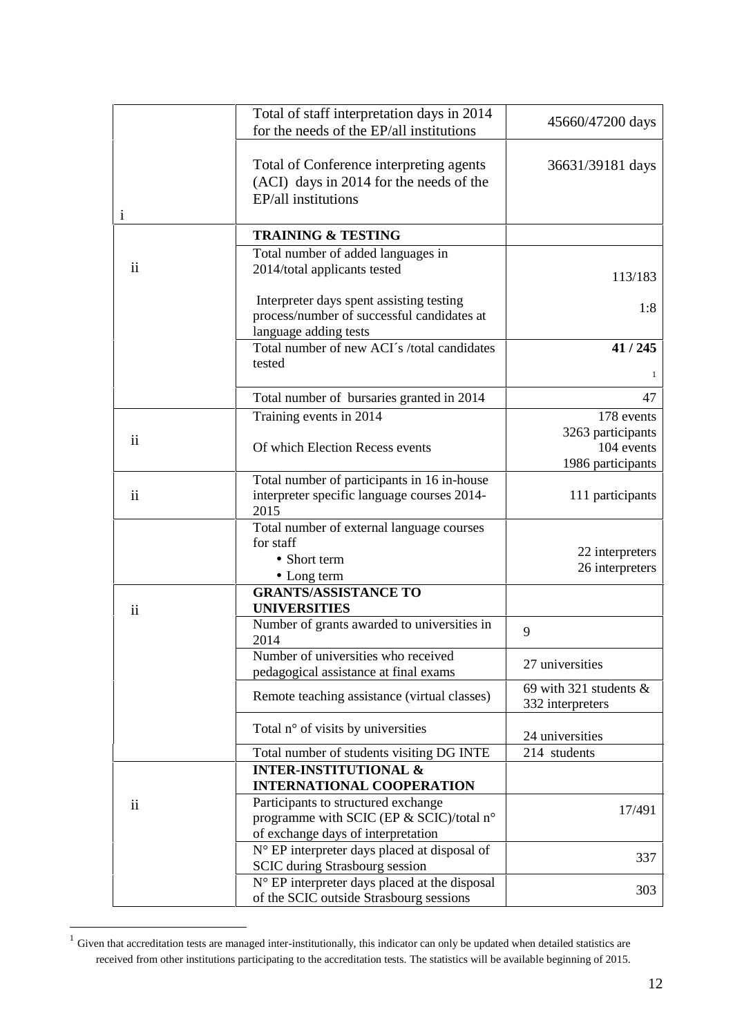| | | |
|---|---|---|
| | Total of staff interpretation days in 2014 for the needs of the EP/all institutions | 45660/47200 days |
| i | Total of Conference interpreting agents (ACI) days in 2014 for the needs of the EP/all institutions | 36631/39181 days |
| | **TRAINING & TESTING** | |
| ii | Total number of added languages in 2014/total applicants tested<br><br>Interpreter days spent assisting testing process/number of successful candidates at language adding tests | 113/183<br><br>1:8 |
| | Total number of new ACI´s /total candidates tested | **41 / 245**[1] |
| | Total number of bursaries granted in 2014 | 47 |
| ii | Training events in 2014<br><br>Of which Election Recess events | 178 events<br>3263 participants<br>104 events<br>1986 participants |
| ii | Total number of participants in 16 in-house interpreter specific language courses 2014-2015 | 111 participants |
| | Total number of external language courses for staff<br>• Short term<br>• Long term | 22 interpreters<br>26 interpreters |
| ii | **GRANTS/ASSISTANCE TO UNIVERSITIES** | |
| | Number of grants awarded to universities in 2014 | 9 |
| | Number of universities who received pedagogical assistance at final exams | 27 universities |
| | Remote teaching assistance (virtual classes) | 69 with 321 students & 332 interpreters |
| | Total n° of visits by universities | 24 universities |
| | Total number of students visiting DG INTE | 214 students |
| ii | **INTER-INSTITUTIONAL & INTERNATIONAL COOPERATION** | |
| | Participants to structured exchange programme with SCIC (EP & SCIC)/total n° of exchange days of interpretation | 17/491 |
| | N° EP interpreter days placed at disposal of SCIC during Strasbourg session | 337 |
| | N° EP interpreter days placed at the disposal of the SCIC outside Strasbourg sessions | 303 |

[1] Given that accreditation tests are managed inter-institutionally, this indicator can only be updated when detailed statistics are received from other institutions participating to the accreditation tests. The statistics will be available beginning of 2015.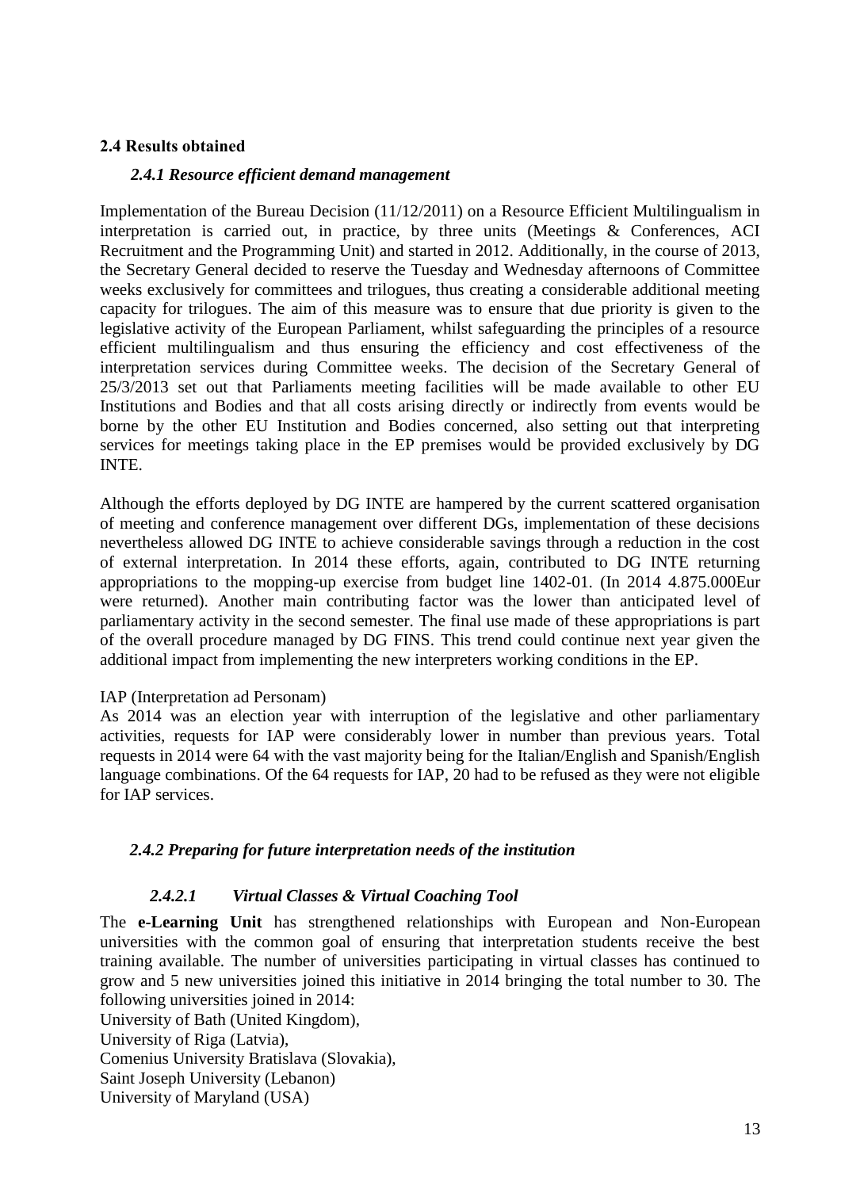## 2.4 Results obtained

### *2.4.1 Resource efficient demand management*

Implementation of the Bureau Decision (11/12/2011) on a Resource Efficient Multilingualism in interpretation is carried out, in practice, by three units (Meetings & Conferences, ACI Recruitment and the Programming Unit) and started in 2012. Additionally, in the course of 2013, the Secretary General decided to reserve the Tuesday and Wednesday afternoons of Committee weeks exclusively for committees and trilogues, thus creating a considerable additional meeting capacity for trilogues. The aim of this measure was to ensure that due priority is given to the legislative activity of the European Parliament, whilst safeguarding the principles of a resource efficient multilingualism and thus ensuring the efficiency and cost effectiveness of the interpretation services during Committee weeks. The decision of the Secretary General of 25/3/2013 set out that Parliaments meeting facilities will be made available to other EU Institutions and Bodies and that all costs arising directly or indirectly from events would be borne by the other EU Institution and Bodies concerned, also setting out that interpreting services for meetings taking place in the EP premises would be provided exclusively by DG INTE.

Although the efforts deployed by DG INTE are hampered by the current scattered organisation of meeting and conference management over different DGs, implementation of these decisions nevertheless allowed DG INTE to achieve considerable savings through a reduction in the cost of external interpretation. In 2014 these efforts, again, contributed to DG INTE returning appropriations to the mopping-up exercise from budget line 1402-01. (In 2014 4.875.000Eur were returned). Another main contributing factor was the lower than anticipated level of parliamentary activity in the second semester. The final use made of these appropriations is part of the overall procedure managed by DG FINS. This trend could continue next year given the additional impact from implementing the new interpreters working conditions in the EP.

IAP (Interpretation ad Personam)

As 2014 was an election year with interruption of the legislative and other parliamentary activities, requests for IAP were considerably lower in number than previous years. Total requests in 2014 were 64 with the vast majority being for the Italian/English and Spanish/English language combinations. Of the 64 requests for IAP, 20 had to be refused as they were not eligible for IAP services.

### *2.4.2 Preparing for future interpretation needs of the institution*

#### *2.4.2.1 Virtual Classes & Virtual Coaching Tool*

The **e-Learning Unit** has strengthened relationships with European and Non-European universities with the common goal of ensuring that interpretation students receive the best training available. The number of universities participating in virtual classes has continued to grow and 5 new universities joined this initiative in 2014 bringing the total number to 30. The following universities joined in 2014:

University of Bath (United Kingdom),
University of Riga (Latvia),
Comenius University Bratislava (Slovakia),
Saint Joseph University (Lebanon)
University of Maryland (USA)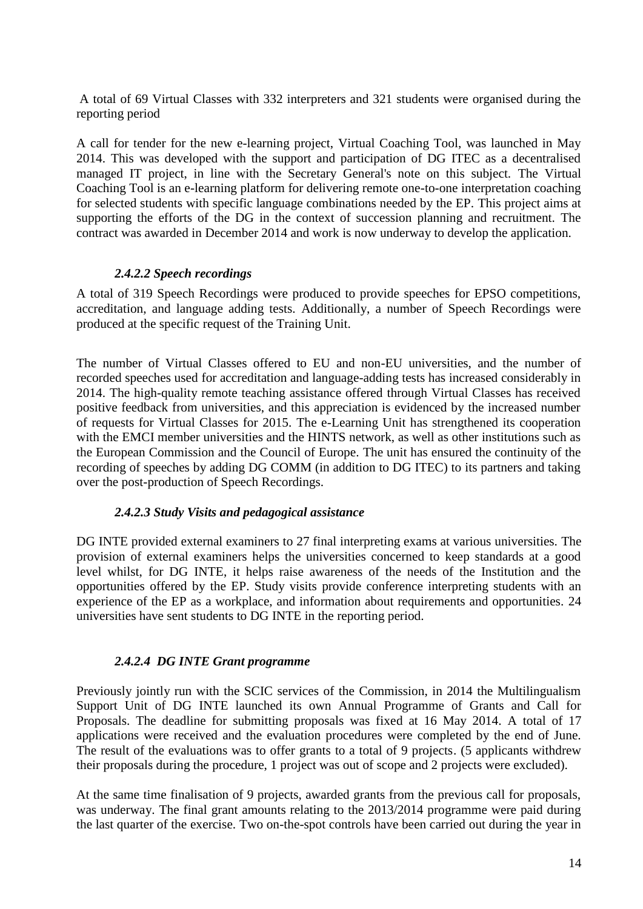A total of 69 Virtual Classes with 332 interpreters and 321 students were organised during the reporting period

A call for tender for the new e-learning project, Virtual Coaching Tool, was launched in May 2014. This was developed with the support and participation of DG ITEC as a decentralised managed IT project, in line with the Secretary General's note on this subject. The Virtual Coaching Tool is an e-learning platform for delivering remote one-to-one interpretation coaching for selected students with specific language combinations needed by the EP. This project aims at supporting the efforts of the DG in the context of succession planning and recruitment. The contract was awarded in December 2014 and work is now underway to develop the application.

#### *2.4.2.2 Speech recordings*

A total of 319 Speech Recordings were produced to provide speeches for EPSO competitions, accreditation, and language adding tests. Additionally, a number of Speech Recordings were produced at the specific request of the Training Unit.

The number of Virtual Classes offered to EU and non-EU universities, and the number of recorded speeches used for accreditation and language-adding tests has increased considerably in 2014. The high-quality remote teaching assistance offered through Virtual Classes has received positive feedback from universities, and this appreciation is evidenced by the increased number of requests for Virtual Classes for 2015. The e-Learning Unit has strengthened its cooperation with the EMCI member universities and the HINTS network, as well as other institutions such as the European Commission and the Council of Europe. The unit has ensured the continuity of the recording of speeches by adding DG COMM (in addition to DG ITEC) to its partners and taking over the post-production of Speech Recordings.

#### *2.4.2.3 Study Visits and pedagogical assistance*

DG INTE provided external examiners to 27 final interpreting exams at various universities. The provision of external examiners helps the universities concerned to keep standards at a good level whilst, for DG INTE, it helps raise awareness of the needs of the Institution and the opportunities offered by the EP. Study visits provide conference interpreting students with an experience of the EP as a workplace, and information about requirements and opportunities. 24 universities have sent students to DG INTE in the reporting period.

#### *2.4.2.4 DG INTE Grant programme*

Previously jointly run with the SCIC services of the Commission, in 2014 the Multilingualism Support Unit of DG INTE launched its own Annual Programme of Grants and Call for Proposals. The deadline for submitting proposals was fixed at 16 May 2014. A total of 17 applications were received and the evaluation procedures were completed by the end of June. The result of the evaluations was to offer grants to a total of 9 projects. (5 applicants withdrew their proposals during the procedure, 1 project was out of scope and 2 projects were excluded).

At the same time finalisation of 9 projects, awarded grants from the previous call for proposals, was underway. The final grant amounts relating to the 2013/2014 programme were paid during the last quarter of the exercise. Two on-the-spot controls have been carried out during the year in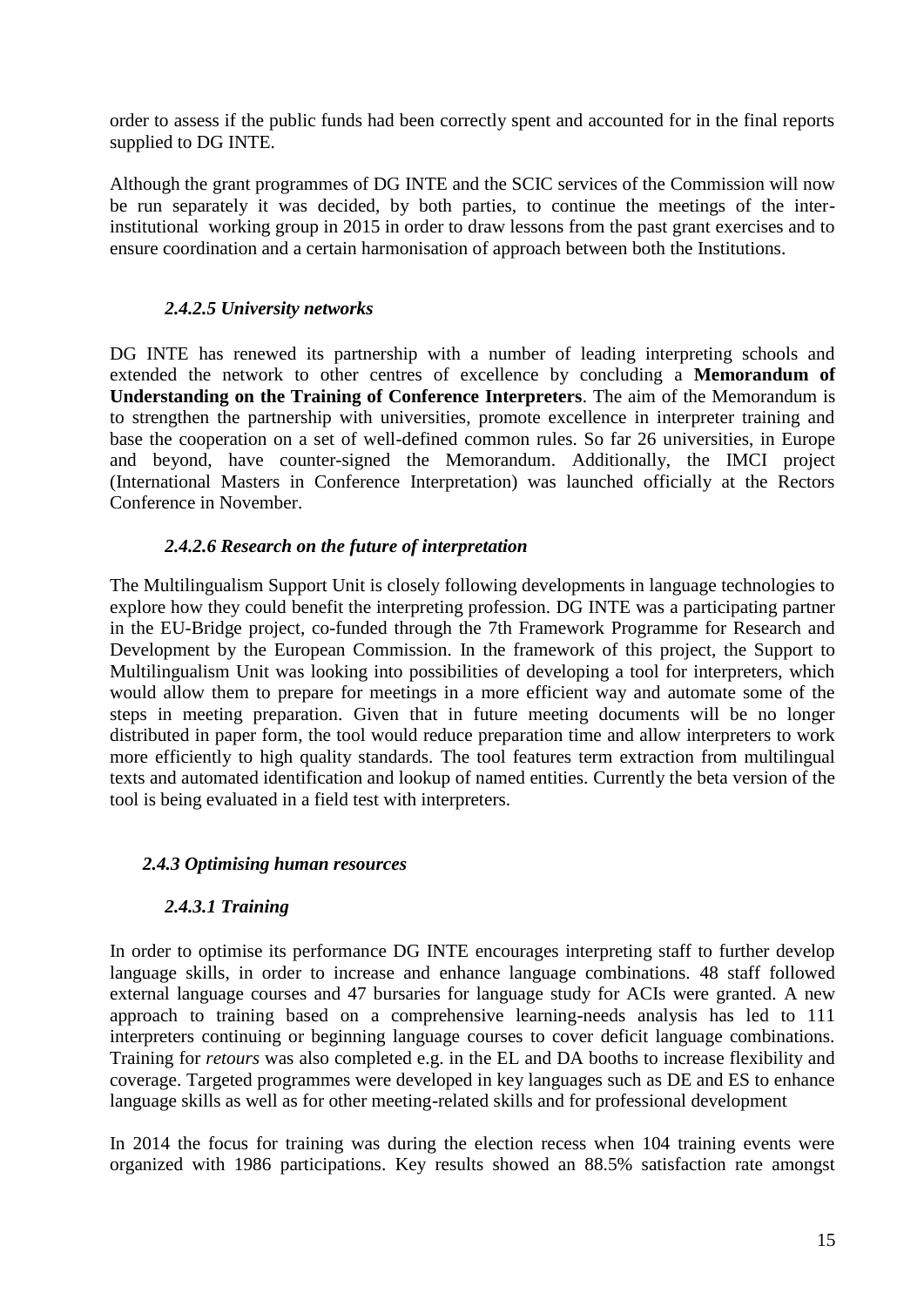order to assess if the public funds had been correctly spent and accounted for in the final reports supplied to DG INTE.

Although the grant programmes of DG INTE and the SCIC services of the Commission will now be run separately it was decided, by both parties, to continue the meetings of the inter-institutional working group in 2015 in order to draw lessons from the past grant exercises and to ensure coordination and a certain harmonisation of approach between both the Institutions.

#### *2.4.2.5 University networks*

DG INTE has renewed its partnership with a number of leading interpreting schools and extended the network to other centres of excellence by concluding a **Memorandum of Understanding on the Training of Conference Interpreters**. The aim of the Memorandum is to strengthen the partnership with universities, promote excellence in interpreter training and base the cooperation on a set of well-defined common rules. So far 26 universities, in Europe and beyond, have counter-signed the Memorandum. Additionally, the IMCI project (International Masters in Conference Interpretation) was launched officially at the Rectors Conference in November.

#### *2.4.2.6 Research on the future of interpretation*

The Multilingualism Support Unit is closely following developments in language technologies to explore how they could benefit the interpreting profession. DG INTE was a participating partner in the EU-Bridge project, co-funded through the 7th Framework Programme for Research and Development by the European Commission. In the framework of this project, the Support to Multilingualism Unit was looking into possibilities of developing a tool for interpreters, which would allow them to prepare for meetings in a more efficient way and automate some of the steps in meeting preparation. Given that in future meeting documents will be no longer distributed in paper form, the tool would reduce preparation time and allow interpreters to work more efficiently to high quality standards. The tool features term extraction from multilingual texts and automated identification and lookup of named entities. Currently the beta version of the tool is being evaluated in a field test with interpreters.

### *2.4.3 Optimising human resources*

#### *2.4.3.1 Training*

In order to optimise its performance DG INTE encourages interpreting staff to further develop language skills, in order to increase and enhance language combinations. 48 staff followed external language courses and 47 bursaries for language study for ACIs were granted. A new approach to training based on a comprehensive learning-needs analysis has led to 111 interpreters continuing or beginning language courses to cover deficit language combinations. Training for *retours* was also completed e.g. in the EL and DA booths to increase flexibility and coverage. Targeted programmes were developed in key languages such as DE and ES to enhance language skills as well as for other meeting-related skills and for professional development

In 2014 the focus for training was during the election recess when 104 training events were organized with 1986 participations. Key results showed an 88.5% satisfaction rate amongst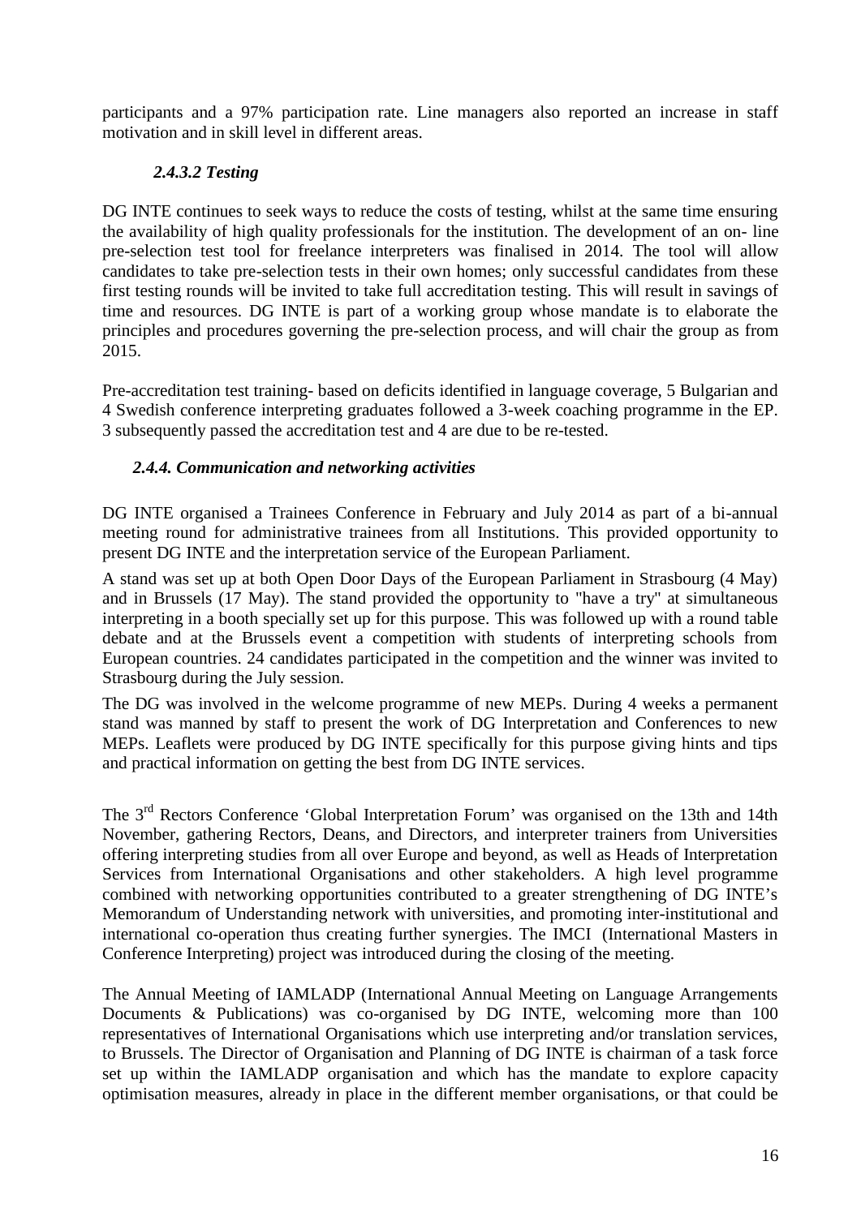participants and a 97% participation rate. Line managers also reported an increase in staff motivation and in skill level in different areas.

#### *2.4.3.2 Testing*

DG INTE continues to seek ways to reduce the costs of testing, whilst at the same time ensuring the availability of high quality professionals for the institution. The development of an on- line pre-selection test tool for freelance interpreters was finalised in 2014. The tool will allow candidates to take pre-selection tests in their own homes; only successful candidates from these first testing rounds will be invited to take full accreditation testing. This will result in savings of time and resources. DG INTE is part of a working group whose mandate is to elaborate the principles and procedures governing the pre-selection process, and will chair the group as from 2015.

Pre-accreditation test training- based on deficits identified in language coverage, 5 Bulgarian and 4 Swedish conference interpreting graduates followed a 3-week coaching programme in the EP. 3 subsequently passed the accreditation test and 4 are due to be re-tested.

### *2.4.4. Communication and networking activities*

DG INTE organised a Trainees Conference in February and July 2014 as part of a bi-annual meeting round for administrative trainees from all Institutions. This provided opportunity to present DG INTE and the interpretation service of the European Parliament.

A stand was set up at both Open Door Days of the European Parliament in Strasbourg (4 May) and in Brussels (17 May). The stand provided the opportunity to "have a try" at simultaneous interpreting in a booth specially set up for this purpose. This was followed up with a round table debate and at the Brussels event a competition with students of interpreting schools from European countries. 24 candidates participated in the competition and the winner was invited to Strasbourg during the July session.

The DG was involved in the welcome programme of new MEPs. During 4 weeks a permanent stand was manned by staff to present the work of DG Interpretation and Conferences to new MEPs. Leaflets were produced by DG INTE specifically for this purpose giving hints and tips and practical information on getting the best from DG INTE services.

The 3rd Rectors Conference 'Global Interpretation Forum' was organised on the 13th and 14th November, gathering Rectors, Deans, and Directors, and interpreter trainers from Universities offering interpreting studies from all over Europe and beyond, as well as Heads of Interpretation Services from International Organisations and other stakeholders. A high level programme combined with networking opportunities contributed to a greater strengthening of DG INTE's Memorandum of Understanding network with universities, and promoting inter-institutional and international co-operation thus creating further synergies. The IMCI (International Masters in Conference Interpreting) project was introduced during the closing of the meeting.

The Annual Meeting of IAMLADP (International Annual Meeting on Language Arrangements Documents & Publications) was co-organised by DG INTE, welcoming more than 100 representatives of International Organisations which use interpreting and/or translation services, to Brussels. The Director of Organisation and Planning of DG INTE is chairman of a task force set up within the IAMLADP organisation and which has the mandate to explore capacity optimisation measures, already in place in the different member organisations, or that could be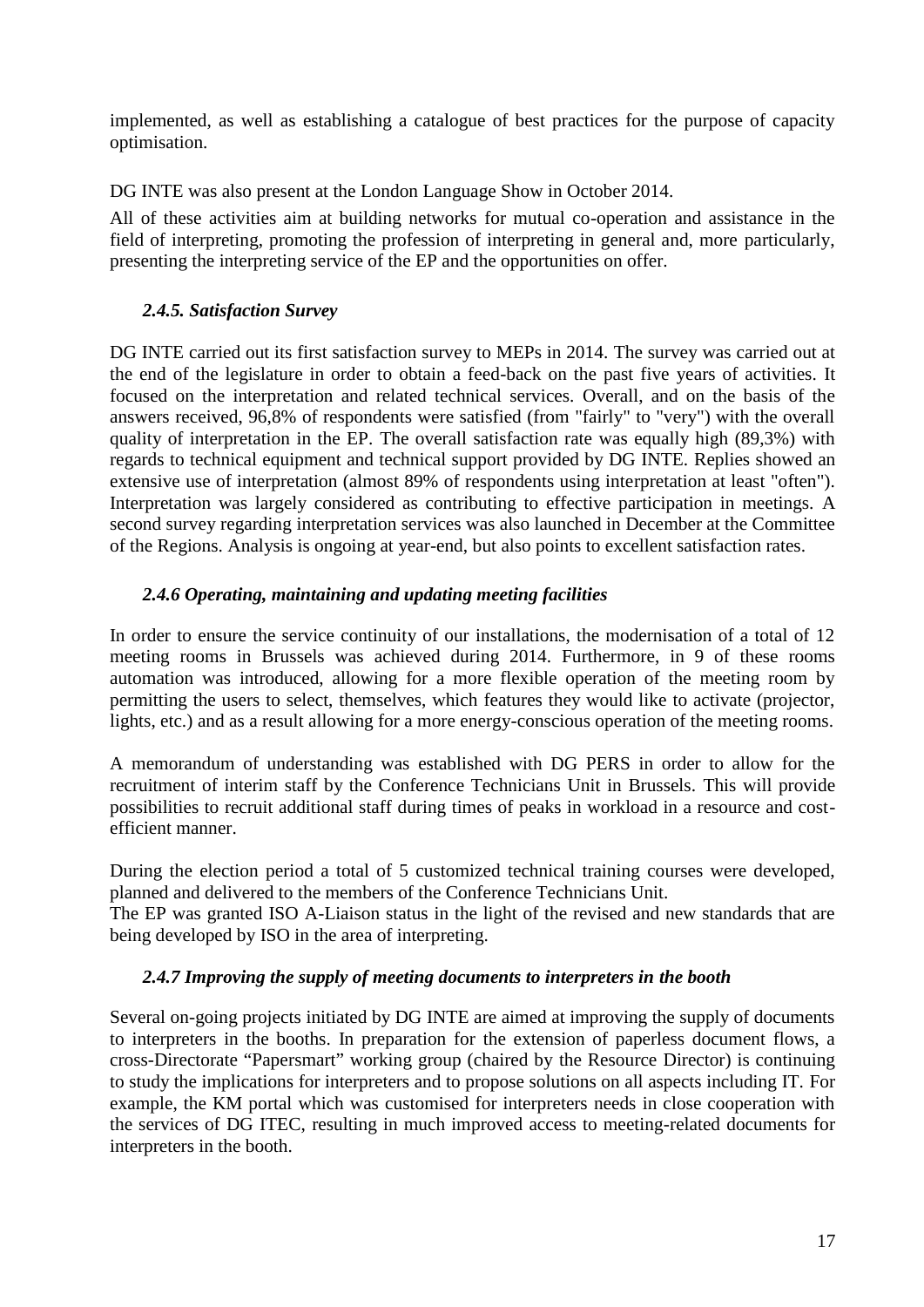implemented, as well as establishing a catalogue of best practices for the purpose of capacity optimisation.

DG INTE was also present at the London Language Show in October 2014.

All of these activities aim at building networks for mutual co-operation and assistance in the field of interpreting, promoting the profession of interpreting in general and, more particularly, presenting the interpreting service of the EP and the opportunities on offer.

#### *2.4.5. Satisfaction Survey*

DG INTE carried out its first satisfaction survey to MEPs in 2014. The survey was carried out at the end of the legislature in order to obtain a feed-back on the past five years of activities. It focused on the interpretation and related technical services. Overall, and on the basis of the answers received, 96,8% of respondents were satisfied (from "fairly" to "very") with the overall quality of interpretation in the EP. The overall satisfaction rate was equally high (89,3%) with regards to technical equipment and technical support provided by DG INTE. Replies showed an extensive use of interpretation (almost 89% of respondents using interpretation at least "often"). Interpretation was largely considered as contributing to effective participation in meetings. A second survey regarding interpretation services was also launched in December at the Committee of the Regions. Analysis is ongoing at year-end, but also points to excellent satisfaction rates.

#### *2.4.6 Operating, maintaining and updating meeting facilities*

In order to ensure the service continuity of our installations, the modernisation of a total of 12 meeting rooms in Brussels was achieved during 2014. Furthermore, in 9 of these rooms automation was introduced, allowing for a more flexible operation of the meeting room by permitting the users to select, themselves, which features they would like to activate (projector, lights, etc.) and as a result allowing for a more energy-conscious operation of the meeting rooms.

A memorandum of understanding was established with DG PERS in order to allow for the recruitment of interim staff by the Conference Technicians Unit in Brussels. This will provide possibilities to recruit additional staff during times of peaks in workload in a resource and cost-efficient manner.

During the election period a total of 5 customized technical training courses were developed, planned and delivered to the members of the Conference Technicians Unit.
The EP was granted ISO A-Liaison status in the light of the revised and new standards that are being developed by ISO in the area of interpreting.

#### *2.4.7 Improving the supply of meeting documents to interpreters in the booth*

Several on-going projects initiated by DG INTE are aimed at improving the supply of documents to interpreters in the booths. In preparation for the extension of paperless document flows, a cross-Directorate "Papersmart" working group (chaired by the Resource Director) is continuing to study the implications for interpreters and to propose solutions on all aspects including IT. For example, the KM portal which was customised for interpreters needs in close cooperation with the services of DG ITEC, resulting in much improved access to meeting-related documents for interpreters in the booth.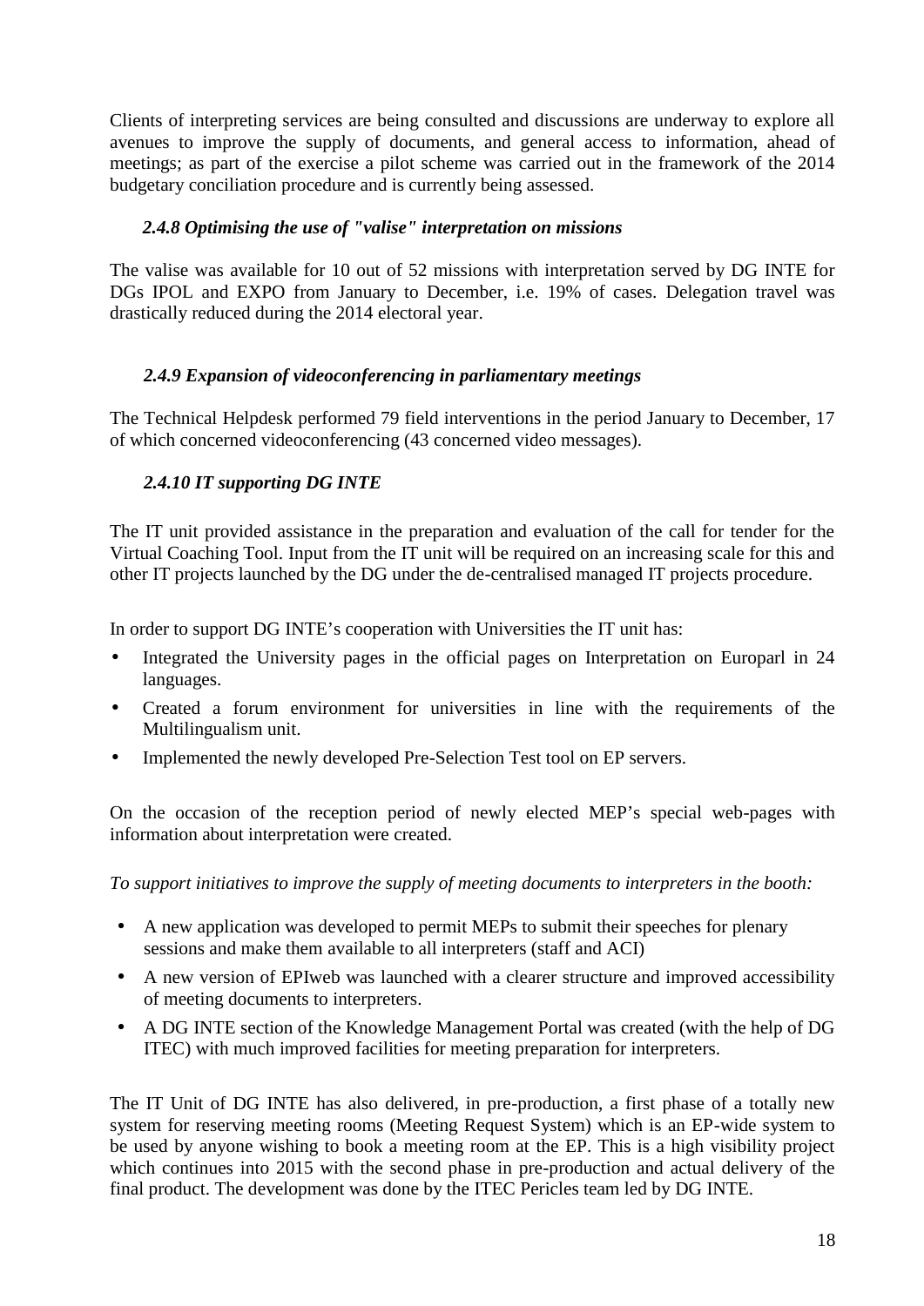Clients of interpreting services are being consulted and discussions are underway to explore all avenues to improve the supply of documents, and general access to information, ahead of meetings; as part of the exercise a pilot scheme was carried out in the framework of the 2014 budgetary conciliation procedure and is currently being assessed.

#### *2.4.8 Optimising the use of "valise" interpretation on missions*

The valise was available for 10 out of 52 missions with interpretation served by DG INTE for DGs IPOL and EXPO from January to December, i.e. 19% of cases. Delegation travel was drastically reduced during the 2014 electoral year.

#### *2.4.9 Expansion of videoconferencing in parliamentary meetings*

The Technical Helpdesk performed 79 field interventions in the period January to December, 17 of which concerned videoconferencing (43 concerned video messages).

#### *2.4.10 IT supporting DG INTE*

The IT unit provided assistance in the preparation and evaluation of the call for tender for the Virtual Coaching Tool. Input from the IT unit will be required on an increasing scale for this and other IT projects launched by the DG under the de-centralised managed IT projects procedure.

In order to support DG INTE's cooperation with Universities the IT unit has:

- Integrated the University pages in the official pages on Interpretation on Europarl in 24 languages.
- Created a forum environment for universities in line with the requirements of the Multilingualism unit.
- Implemented the newly developed Pre-Selection Test tool on EP servers.

On the occasion of the reception period of newly elected MEP's special web-pages with information about interpretation were created.

*To support initiatives to improve the supply of meeting documents to interpreters in the booth:*

- A new application was developed to permit MEPs to submit their speeches for plenary sessions and make them available to all interpreters (staff and ACI)
- A new version of EPIweb was launched with a clearer structure and improved accessibility of meeting documents to interpreters.
- A DG INTE section of the Knowledge Management Portal was created (with the help of DG ITEC) with much improved facilities for meeting preparation for interpreters.

The IT Unit of DG INTE has also delivered, in pre-production, a first phase of a totally new system for reserving meeting rooms (Meeting Request System) which is an EP-wide system to be used by anyone wishing to book a meeting room at the EP. This is a high visibility project which continues into 2015 with the second phase in pre-production and actual delivery of the final product. The development was done by the ITEC Pericles team led by DG INTE.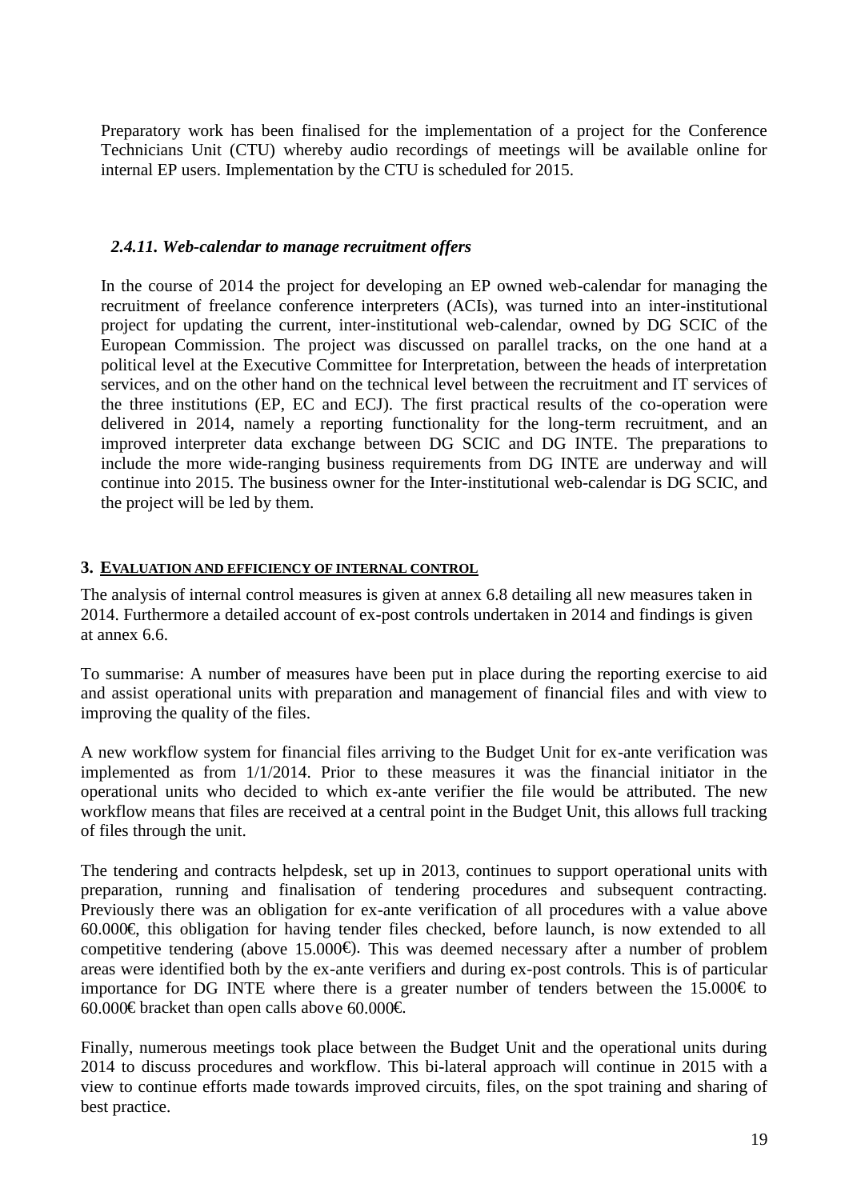Preparatory work has been finalised for the implementation of a project for the Conference Technicians Unit (CTU) whereby audio recordings of meetings will be available online for internal EP users. Implementation by the CTU is scheduled for 2015.

### *2.4.11. Web-calendar to manage recruitment offers*

In the course of 2014 the project for developing an EP owned web-calendar for managing the recruitment of freelance conference interpreters (ACIs), was turned into an inter-institutional project for updating the current, inter-institutional web-calendar, owned by DG SCIC of the European Commission. The project was discussed on parallel tracks, on the one hand at a political level at the Executive Committee for Interpretation, between the heads of interpretation services, and on the other hand on the technical level between the recruitment and IT services of the three institutions (EP, EC and ECJ). The first practical results of the co-operation were delivered in 2014, namely a reporting functionality for the long-term recruitment, and an improved interpreter data exchange between DG SCIC and DG INTE. The preparations to include the more wide-ranging business requirements from DG INTE are underway and will continue into 2015. The business owner for the Inter-institutional web-calendar is DG SCIC, and the project will be led by them.

## 3. EVALUATION AND EFFICIENCY OF INTERNAL CONTROL

The analysis of internal control measures is given at annex 6.8 detailing all new measures taken in 2014. Furthermore a detailed account of ex-post controls undertaken in 2014 and findings is given at annex 6.6.

To summarise: A number of measures have been put in place during the reporting exercise to aid and assist operational units with preparation and management of financial files and with view to improving the quality of the files.

A new workflow system for financial files arriving to the Budget Unit for ex-ante verification was implemented as from 1/1/2014. Prior to these measures it was the financial initiator in the operational units who decided to which ex-ante verifier the file would be attributed. The new workflow means that files are received at a central point in the Budget Unit, this allows full tracking of files through the unit.

The tendering and contracts helpdesk, set up in 2013, continues to support operational units with preparation, running and finalisation of tendering procedures and subsequent contracting. Previously there was an obligation for ex-ante verification of all procedures with a value above 60.000€, this obligation for having tender files checked, before launch, is now extended to all competitive tendering (above 15.000€). This was deemed necessary after a number of problem areas were identified both by the ex-ante verifiers and during ex-post controls. This is of particular importance for DG INTE where there is a greater number of tenders between the 15.000€ to 60.000€ bracket than open calls above 60.000€.

Finally, numerous meetings took place between the Budget Unit and the operational units during 2014 to discuss procedures and workflow. This bi-lateral approach will continue in 2015 with a view to continue efforts made towards improved circuits, files, on the spot training and sharing of best practice.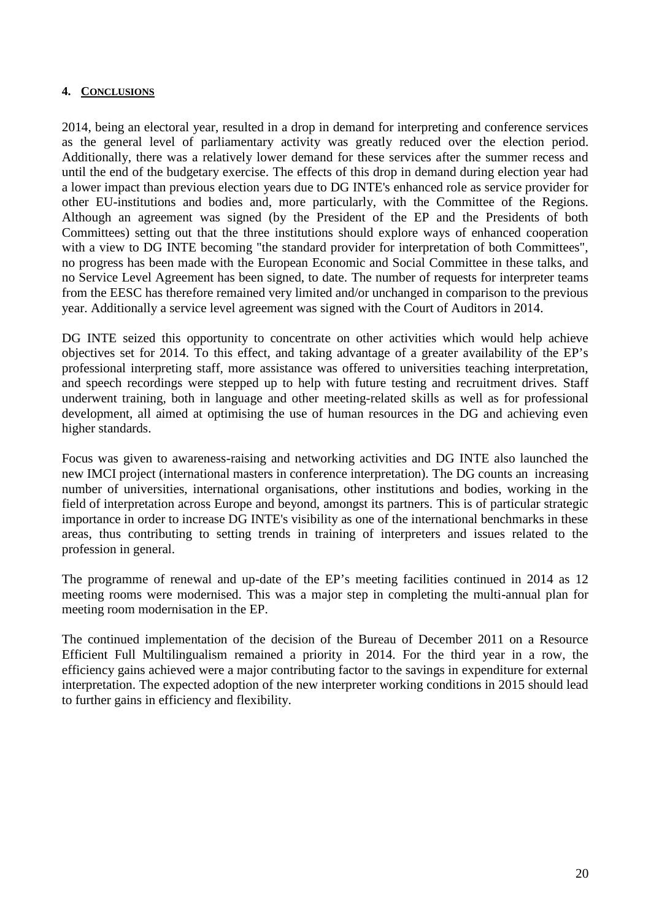# 4. CONCLUSIONS

2014, being an electoral year, resulted in a drop in demand for interpreting and conference services as the general level of parliamentary activity was greatly reduced over the election period. Additionally, there was a relatively lower demand for these services after the summer recess and until the end of the budgetary exercise. The effects of this drop in demand during election year had a lower impact than previous election years due to DG INTE's enhanced role as service provider for other EU-institutions and bodies and, more particularly, with the Committee of the Regions. Although an agreement was signed (by the President of the EP and the Presidents of both Committees) setting out that the three institutions should explore ways of enhanced cooperation with a view to DG INTE becoming "the standard provider for interpretation of both Committees", no progress has been made with the European Economic and Social Committee in these talks, and no Service Level Agreement has been signed, to date. The number of requests for interpreter teams from the EESC has therefore remained very limited and/or unchanged in comparison to the previous year. Additionally a service level agreement was signed with the Court of Auditors in 2014.

DG INTE seized this opportunity to concentrate on other activities which would help achieve objectives set for 2014. To this effect, and taking advantage of a greater availability of the EP's professional interpreting staff, more assistance was offered to universities teaching interpretation, and speech recordings were stepped up to help with future testing and recruitment drives. Staff underwent training, both in language and other meeting-related skills as well as for professional development, all aimed at optimising the use of human resources in the DG and achieving even higher standards.

Focus was given to awareness-raising and networking activities and DG INTE also launched the new IMCI project (international masters in conference interpretation). The DG counts an increasing number of universities, international organisations, other institutions and bodies, working in the field of interpretation across Europe and beyond, amongst its partners. This is of particular strategic importance in order to increase DG INTE's visibility as one of the international benchmarks in these areas, thus contributing to setting trends in training of interpreters and issues related to the profession in general.

The programme of renewal and up-date of the EP's meeting facilities continued in 2014 as 12 meeting rooms were modernised. This was a major step in completing the multi-annual plan for meeting room modernisation in the EP.

The continued implementation of the decision of the Bureau of December 2011 on a Resource Efficient Full Multilingualism remained a priority in 2014. For the third year in a row, the efficiency gains achieved were a major contributing factor to the savings in expenditure for external interpretation. The expected adoption of the new interpreter working conditions in 2015 should lead to further gains in efficiency and flexibility.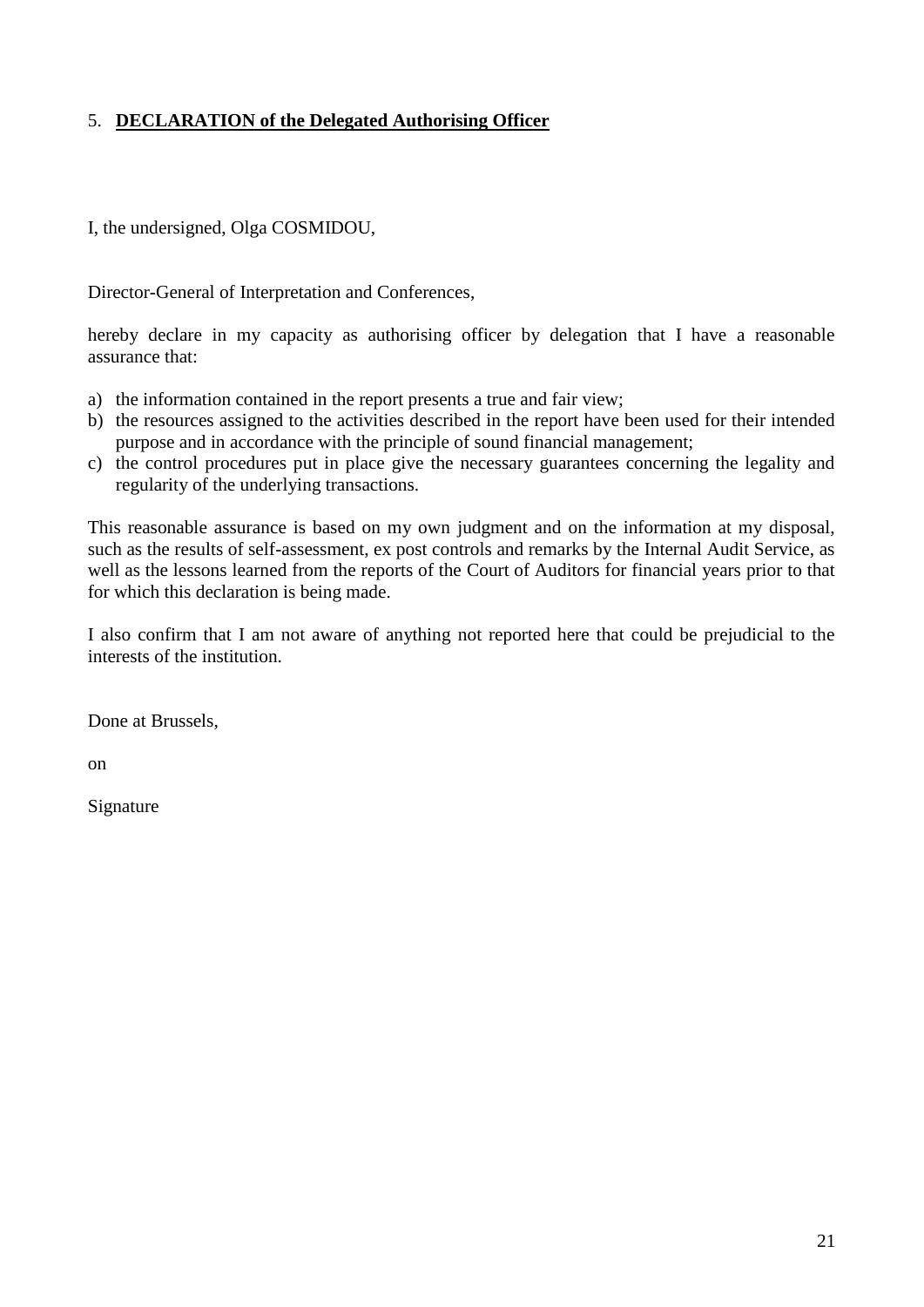## 5. **DECLARATION of the Delegated Authorising Officer**

I, the undersigned, Olga COSMIDOU,

Director-General of Interpretation and Conferences,

hereby declare in my capacity as authorising officer by delegation that I have a reasonable assurance that:

a) the information contained in the report presents a true and fair view;
b) the resources assigned to the activities described in the report have been used for their intended purpose and in accordance with the principle of sound financial management;
c) the control procedures put in place give the necessary guarantees concerning the legality and regularity of the underlying transactions.

This reasonable assurance is based on my own judgment and on the information at my disposal, such as the results of self-assessment, ex post controls and remarks by the Internal Audit Service, as well as the lessons learned from the reports of the Court of Auditors for financial years prior to that for which this declaration is being made.

I also confirm that I am not aware of anything not reported here that could be prejudicial to the interests of the institution.

Done at Brussels,

on

Signature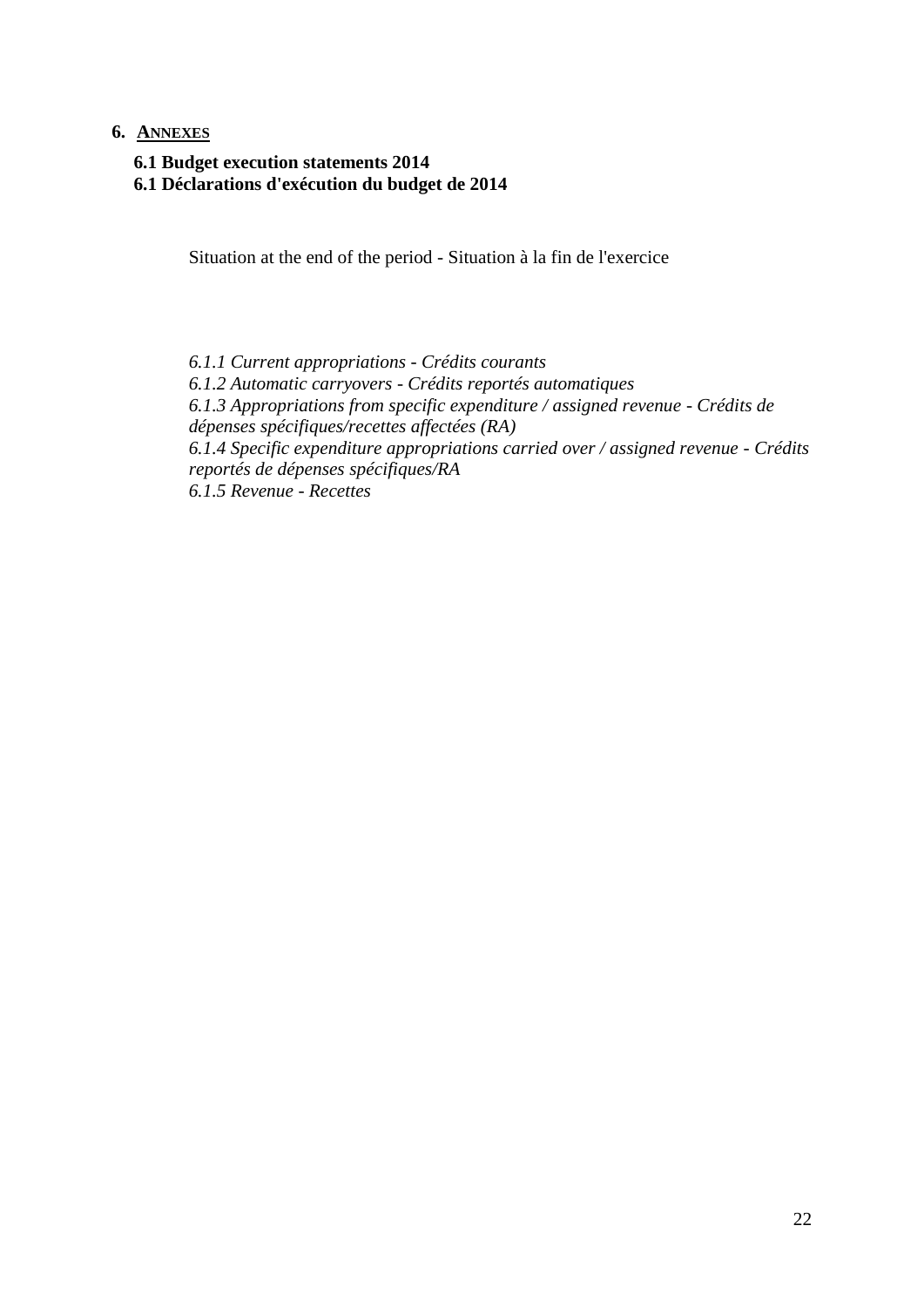## 6. Annexes

### 6.1 Budget execution statements 2014
### 6.1 Déclarations d'exécution du budget de 2014

Situation at the end of the period - Situation à la fin de l'exercice

*6.1.1 Current appropriations - Crédits courants*
*6.1.2 Automatic carryovers - Crédits reportés automatiques*
*6.1.3 Appropriations from specific expenditure / assigned revenue - Crédits de dépenses spécifiques/recettes affectées (RA)*
*6.1.4 Specific expenditure appropriations carried over / assigned revenue - Crédits reportés de dépenses spécifiques/RA*
*6.1.5 Revenue - Recettes*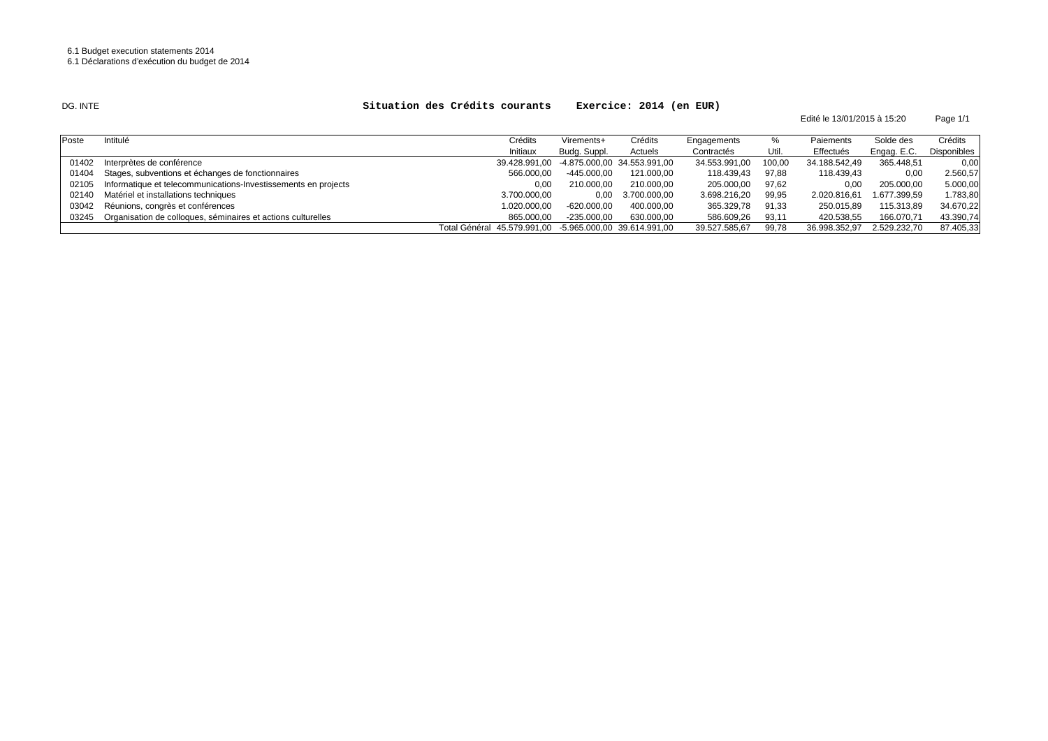6.1 Budget execution statements 2014
6.1 Déclarations d'exécution du budget de 2014

DG. INTE

**Situation des Crédits courants Exercice: 2014 (en EUR)**

Edité le 13/01/2015 à 15:20

| Poste | Intitulé | Crédits Initiaux | Virements+ Budg. Suppl. | Crédits Actuels | Engagements Contractés | % Util. | Paiements Effectués | Solde des Engag. E.C. | Crédits Disponibles |
|---|---|---|---|---|---|---|---|---|---|
| 01402 | Interprètes de conférence | 39.428.991,00 | -4.875.000,00 | 34.553.991,00 | 34.553.991,00 | 100,00 | 34.188.542,49 | 365.448,51 | 0,00 |
| 01404 | Stages, subventions et échanges de fonctionnaires | 566.000,00 | -445.000,00 | 121.000,00 | 118.439,43 | 97,88 | 118.439,43 | 0,00 | 2.560,57 |
| 02105 | Informatique et telecommunications-Investissements en projects | 0,00 | 210.000,00 | 210.000,00 | 205.000,00 | 97,62 | 0,00 | 205.000,00 | 5.000,00 |
| 02140 | Matériel et installations techniques | 3.700.000,00 | 0,00 | 3.700.000,00 | 3.698.216,20 | 99,95 | 2.020.816,61 | 1.677.399,59 | 1.783,80 |
| 03042 | Réunions, congrès et conférences | 1.020.000,00 | -620.000,00 | 400.000,00 | 365.329,78 | 91,33 | 250.015,89 | 115.313,89 | 34.670,22 |
| 03245 | Organisation de colloques, séminaires et actions culturelles | 865.000,00 | -235.000,00 | 630.000,00 | 586.609,26 | 93,11 | 420.538,55 | 166.070,71 | 43.390,74 |
| | Total Général | 45.579.991,00 | -5.965.000,00 | 39.614.991,00 | 39.527.585,67 | 99,78 | 36.998.352,97 | 2.529.232,70 | 87.405,33 |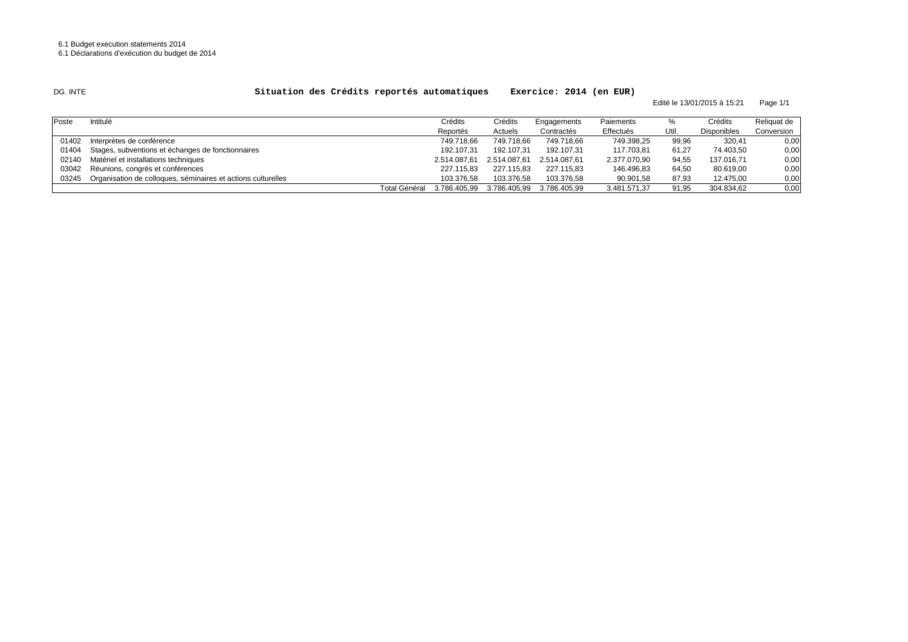6.1 Budget execution statements 2014
6.1 Déclarations d'exécution du budget de 2014

DG. INTE

## Situation des Crédits reportés automatiques Exercice: 2014 (en EUR)

Edité le 13/01/2015 à 15:21 Page 1/1

| Poste | Intitulé | Crédits Reportés | Crédits Actuels | Engagements Contractés | Paiements Effectués | % Util. | Crédits Disponibles | Reliquat de Conversion |
|---|---|---|---|---|---|---|---|---|
| 01402 | Interprètes de conférence | 749.718,66 | 749.718,66 | 749.718,66 | 749.398,25 | 99,96 | 320,41 | 0,00 |
| 01404 | Stages, subventions et échanges de fonctionnaires | 192.107,31 | 192.107,31 | 192.107,31 | 117.703,81 | 61,27 | 74.403,50 | 0,00 |
| 02140 | Matériel et installations techniques | 2.514.087,61 | 2.514.087,61 | 2.514.087,61 | 2.377.070,90 | 94,55 | 137.016,71 | 0,00 |
| 03042 | Réunions, congrès et conférences | 227.115,83 | 227.115,83 | 227.115,83 | 146.496,83 | 64,50 | 80.619,00 | 0,00 |
| 03245 | Organisation de colloques, séminaires et actions culturelles | 103.376,58 | 103.376,58 | 103.376,58 | 90.901,58 | 87,93 | 12.475,00 | 0,00 |
| | Total Général | 3.786.405,99 | 3.786.405,99 | 3.786.405,99 | 3.481.571,37 | 91,95 | 304.834,62 | 0,00 |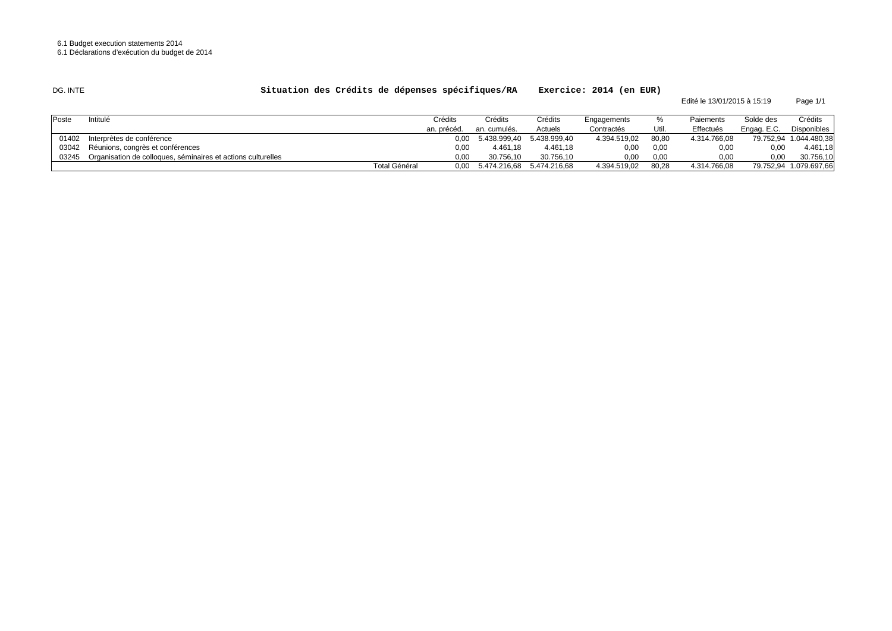6.1 Budget execution statements 2014
6.1 Déclarations d'exécution du budget de 2014

DG. INTE

**Situation des Crédits de dépenses spécifiques/RA Exercice: 2014 (en EUR)**

Edité le 13/01/2015 à 15:19

| Poste | Intitulé | Crédits an. précéd. | Crédits an. cumulés. | Crédits Actuels | Engagements Contractés | % Util. | Paiements Effectués | Solde des Engag. E.C. | Crédits Disponibles |
|---|---|---|---|---|---|---|---|---|---|
| 01402 | Interprètes de conférence | 0,00 | 5.438.999,40 | 5.438.999,40 | 4.394.519,02 | 80,80 | 4.314.766,08 | 79.752,94 | 1.044.480,38 |
| 03042 | Réunions, congrès et conférences | 0,00 | 4.461,18 | 4.461,18 | 0,00 | 0,00 | 0,00 | 0,00 | 4.461,18 |
| 03245 | Organisation de colloques, séminaires et actions culturelles | 0,00 | 30.756,10 | 30.756,10 | 0,00 | 0,00 | 0,00 | 0,00 | 30.756,10 |
| | Total Général | 0,00 | 5.474.216,68 | 5.474.216,68 | 4.394.519,02 | 80,28 | 4.314.766,08 | 79.752,94 | 1.079.697,66 |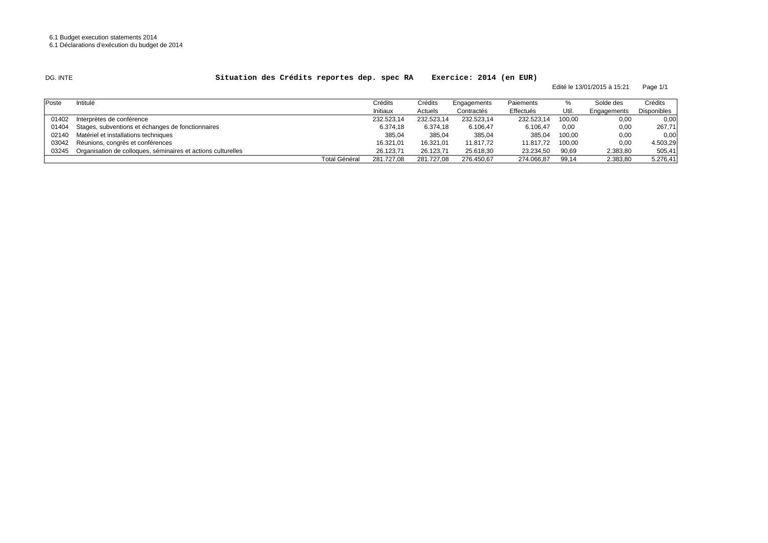6.1 Budget execution statements 2014

6.1 Déclarations d'exécution du budget de 2014

DG. INTE

## Situation des Crédits reportes dep. spec RA Exercice: 2014 (en EUR)

Edité le 13/01/2015 à 15:21 Page 1/1

| Poste | Intitulé | Crédits Initiaux | Crédits Actuels | Engagements Contractés | Paiements Effectués | % Util. | Solde des Engagements | Crédits Disponibles |
|---|---|---|---|---|---|---|---|---|
| 01402 | Interprètes de conférence | 232.523,14 | 232.523,14 | 232.523,14 | 232.523,14 | 100,00 | 0,00 | 0,00 |
| 01404 | Stages, subventions et échanges de fonctionnaires | 6.374,18 | 6.374,18 | 6.106,47 | 6.106,47 | 0,00 | 0,00 | 267,71 |
| 02140 | Matériel et installations techniques | 385,04 | 385,04 | 385,04 | 385,04 | 100,00 | 0,00 | 0,00 |
| 03042 | Réunions, congrès et conférences | 16.321,01 | 16.321,01 | 11.817,72 | 11.817,72 | 100,00 | 0,00 | 4.503,29 |
| 03245 | Organisation de colloques, séminaires et actions culturelles | 26.123,71 | 26.123,71 | 25.618,30 | 23.234,50 | 90,69 | 2.383,80 | 505,41 |
| | Total Général | 281.727,08 | 281.727,08 | 276.450,67 | 274.066,87 | 99,14 | 2.383,80 | 5.276,41 |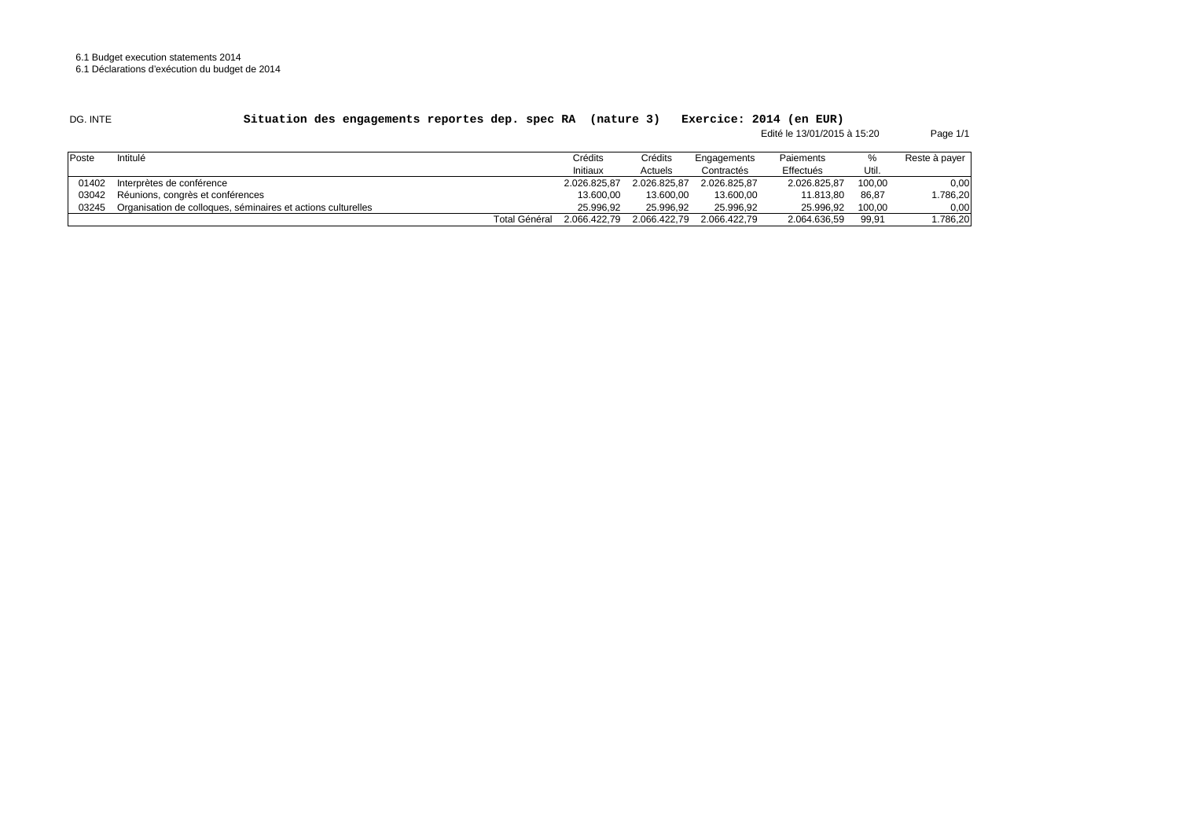6.1 Budget execution statements 2014
6.1 Déclarations d'exécution du budget de 2014

DG. INTE

## Situation des engagements reportes dep. spec RA (nature 3) Exercice: 2014 (en EUR)

Edité le 13/01/2015 à 15:20

| Poste | Intitulé | Crédits Initiaux | Crédits Actuels | Engagements Contractés | Paiements Effectués | % Util. | Reste à payer |
|---|---|---|---|---|---|---|---|
| 01402 | Interprètes de conférence | 2.026.825,87 | 2.026.825,87 | 2.026.825,87 | 2.026.825,87 | 100,00 | 0,00 |
| 03042 | Réunions, congrès et conférences | 13.600,00 | 13.600,00 | 13.600,00 | 11.813,80 | 86,87 | 1.786,20 |
| 03245 | Organisation de colloques, séminaires et actions culturelles | 25.996,92 | 25.996,92 | 25.996,92 | 25.996,92 | 100,00 | 0,00 |
| | Total Général | 2.066.422,79 | 2.066.422,79 | 2.066.422,79 | 2.064.636,59 | 99,91 | 1.786,20 |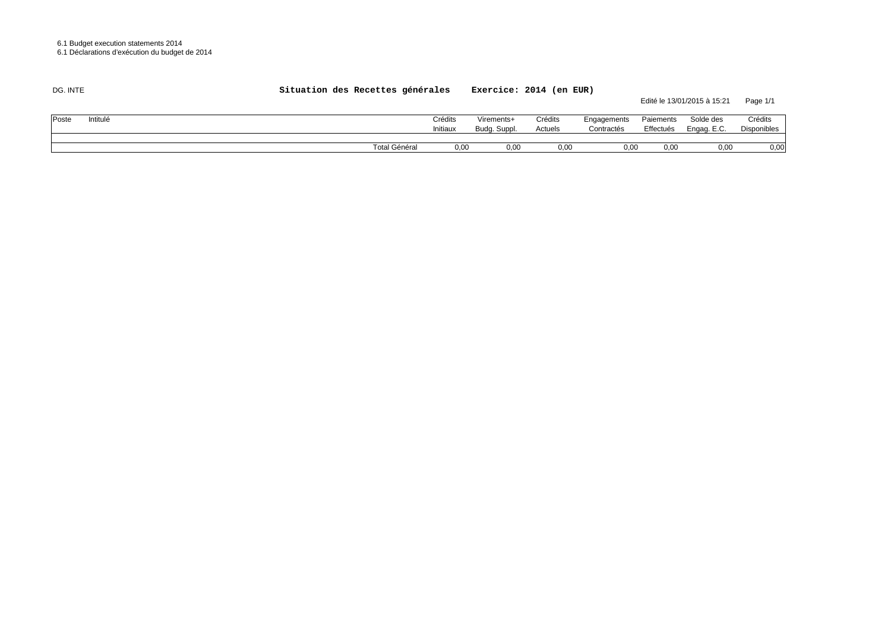6.1 Budget execution statements 2014
6.1 Déclarations d'exécution du budget de 2014

DG. INTE

**Situation des Recettes générales Exercice: 2014 (en EUR)**

Edité le 13/01/2015 à 15:21 Page 1/1

| Poste | Intitulé | Crédits Initiaux | Virements+ Budg. Suppl. | Crédits Actuels | Engagements Contractés | Paiements Effectués | Solde des Engag. E.C. | Crédits Disponibles |
|---|---|---|---|---|---|---|---|---|
| | | | | | | | | |
| | Total Général | 0,00 | 0,00 | 0,00 | 0,00 | 0,00 | 0,00 | 0,00 |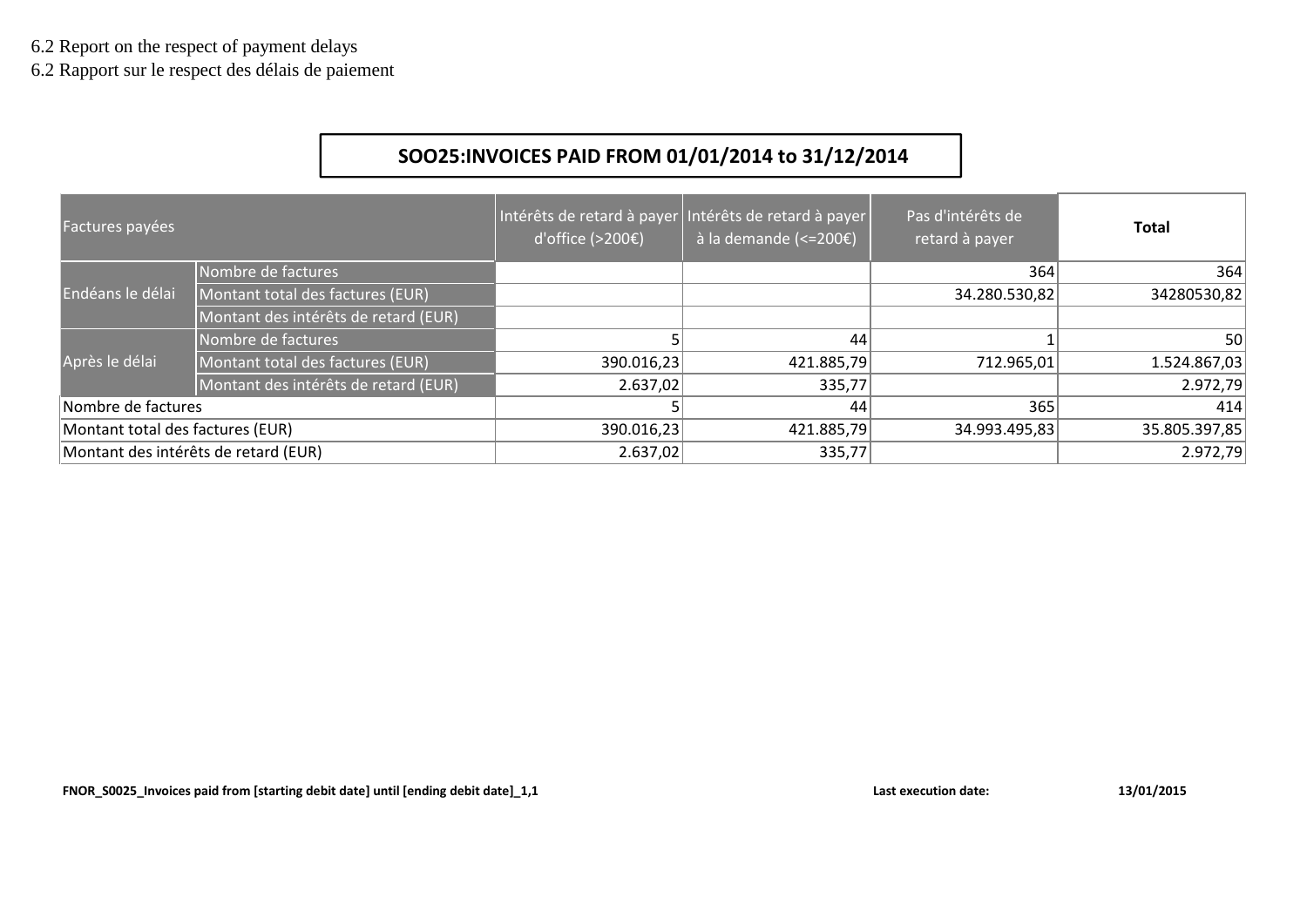6.2 Report on the respect of payment delays

6.2 Rapport sur le respect des délais de paiement

## SOO25:INVOICES PAID FROM 01/01/2014 to 31/12/2014

| Factures payées | | Intérêts de retard à payer d'office (>200€) | Intérêts de retard à payer à la demande (<=200€) | Pas d'intérêts de retard à payer | **Total** |
|---|---|---|---|---|---|
| Endéans le délai | Nombre de factures | | | 364 | 364 |
| | Montant total des factures (EUR) | | | 34.280.530,82 | 34280530,82 |
| | Montant des intérêts de retard (EUR) | | | | |
| Après le délai | Nombre de factures | 5 | 44 | 1 | 50 |
| | Montant total des factures (EUR) | 390.016,23 | 421.885,79 | 712.965,01 | 1.524.867,03 |
| | Montant des intérêts de retard (EUR) | 2.637,02 | 335,77 | | 2.972,79 |
| Nombre de factures | | 5 | 44 | 365 | 414 |
| Montant total des factures (EUR) | | 390.016,23 | 421.885,79 | 34.993.495,83 | 35.805.397,85 |
| Montant des intérêts de retard (EUR) | | 2.637,02 | 335,77 | | 2.972,79 |

**FNOR_S0025_Invoices paid from [starting debit date] until [ending debit date]_1,1** **Last execution date:** **13/01/2015**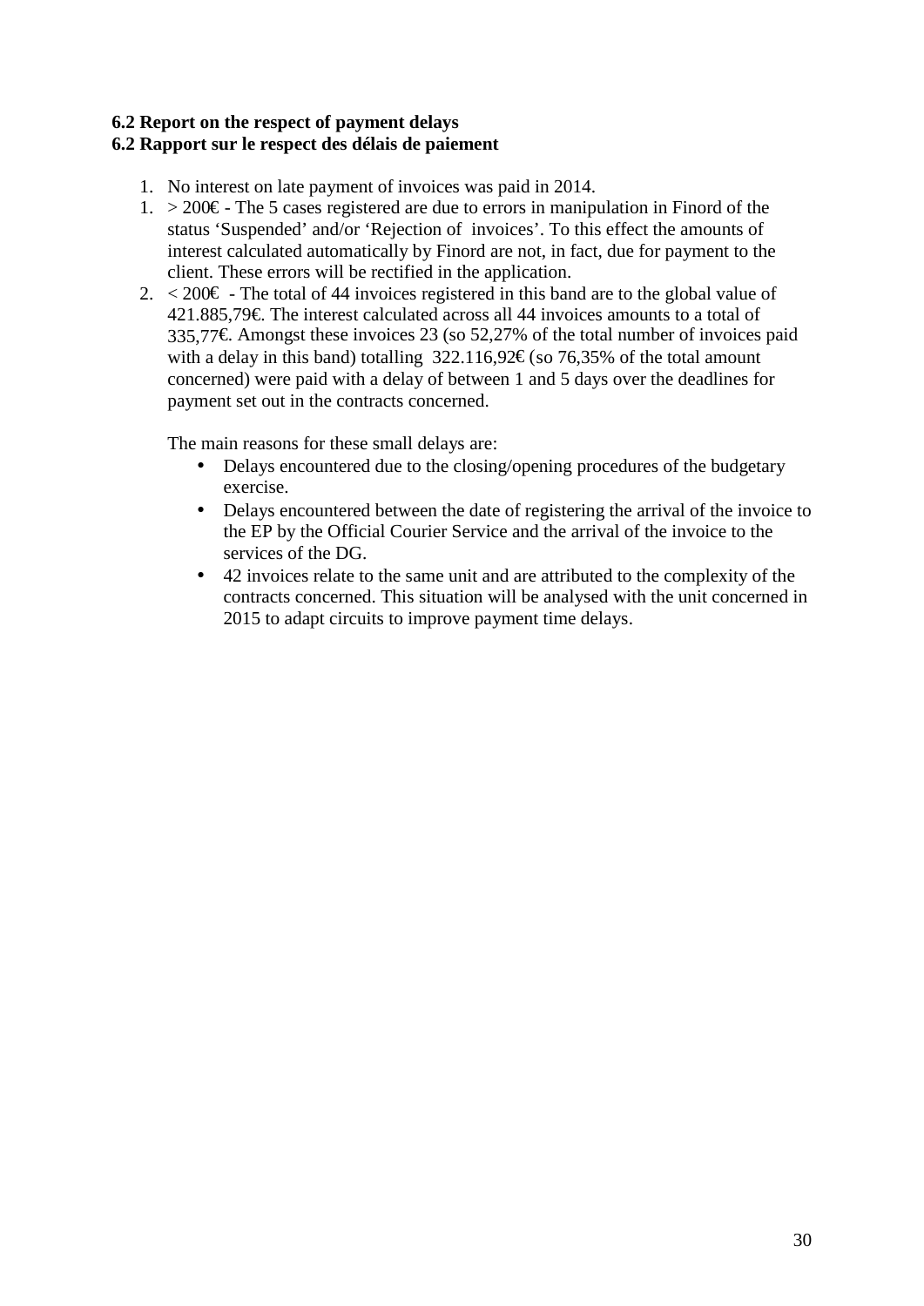**6.2 Report on the respect of payment delays**
**6.2 Rapport sur le respect des délais de paiement**

1. No interest on late payment of invoices was paid in 2014.
1. > 200€ - The 5 cases registered are due to errors in manipulation in Finord of the status ‘Suspended’ and/or ‘Rejection of invoices’. To this effect the amounts of interest calculated automatically by Finord are not, in fact, due for payment to the client. These errors will be rectified in the application.
2. < 200€ - The total of 44 invoices registered in this band are to the global value of 421.885,79€. The interest calculated across all 44 invoices amounts to a total of 335,77€. Amongst these invoices 23 (so 52,27% of the total number of invoices paid with a delay in this band) totalling 322.116,92€ (so 76,35% of the total amount concerned) were paid with a delay of between 1 and 5 days over the deadlines for payment set out in the contracts concerned.

   The main reasons for these small delays are:

   - Delays encountered due to the closing/opening procedures of the budgetary exercise.
   - Delays encountered between the date of registering the arrival of the invoice to the EP by the Official Courier Service and the arrival of the invoice to the services of the DG.
   - 42 invoices relate to the same unit and are attributed to the complexity of the contracts concerned. This situation will be analysed with the unit concerned in 2015 to adapt circuits to improve payment time delays.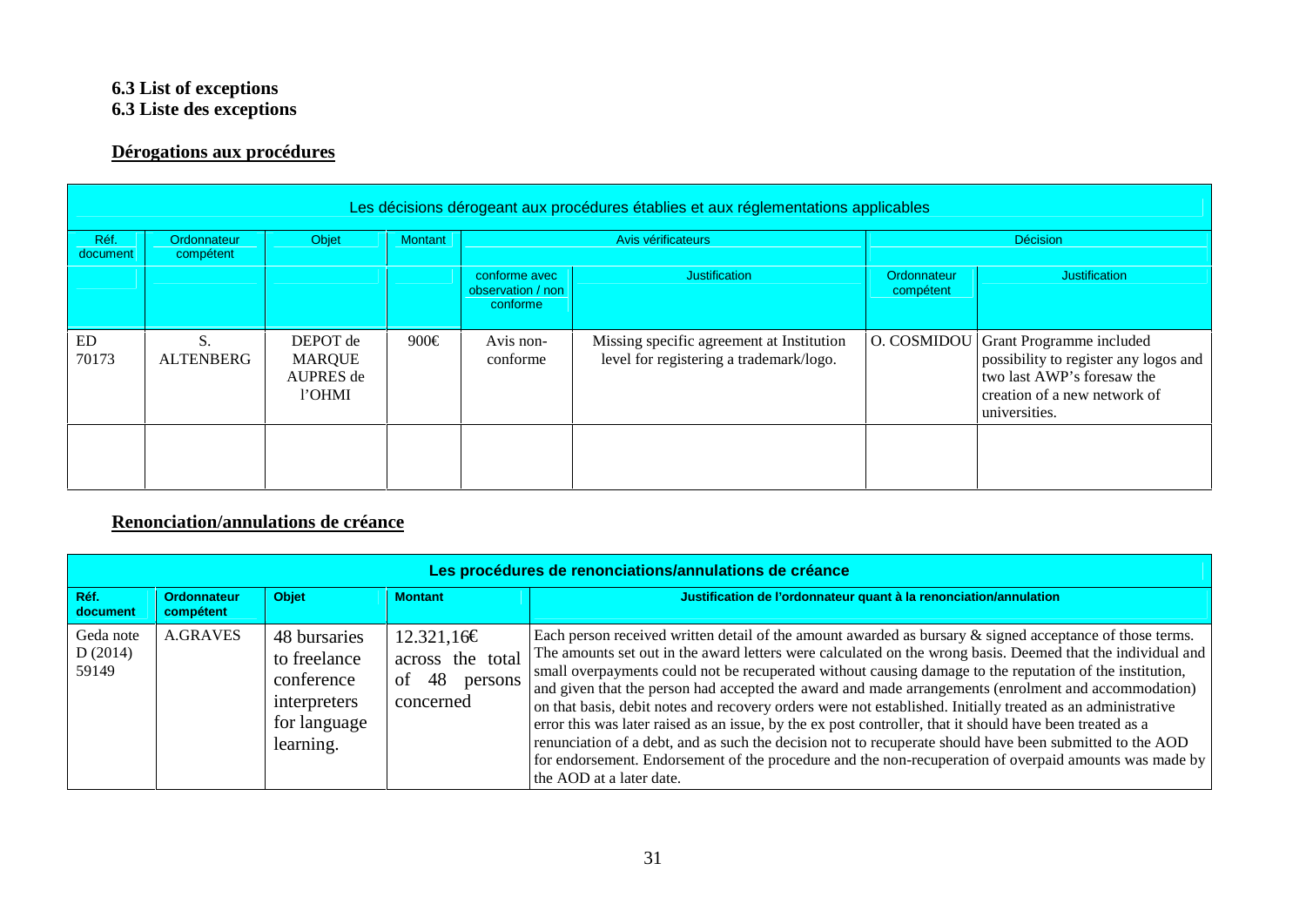**6.3 List of exceptions**
**6.3 Liste des exceptions**

## Dérogations aux procédures

| Les décisions dérogeant aux procédures établies et aux réglementations applicables | | | | | | | |
|---|---|---|---|---|---|---|---|
| Réf. document | Ordonnateur compétent | Objet | Montant | Avis vérificateurs | | Décision | |
| | | | | conforme avec observation / non conforme | Justification | Ordonnateur compétent | Justification |
| ED 70173 | S. ALTENBERG | DEPOT de MARQUE AUPRES de l'OHMI | 900€ | Avis non-conforme | Missing specific agreement at Institution level for registering a trademark/logo. | O. COSMIDOU | Grant Programme included possibility to register any logos and two last AWP's foresaw the creation of a new network of universities. |
| | | | | | | | |

## Renonciation/annulations de créance

| Les procédures de renonciations/annulations de créance | | | | |
|---|---|---|---|---|
| Réf. document | Ordonnateur compétent | Objet | Montant | Justification de l'ordonnateur quant à la renonciation/annulation |
| Geda note D (2014) 59149 | A.GRAVES | 48 bursaries to freelance conference interpreters for language learning. | 12.321,16€ across the total of 48 persons concerned | Each person received written detail of the amount awarded as bursary & signed acceptance of those terms. The amounts set out in the award letters were calculated on the wrong basis. Deemed that the individual and small overpayments could not be recuperated without causing damage to the reputation of the institution, and given that the person had accepted the award and made arrangements (enrolment and accommodation) on that basis, debit notes and recovery orders were not established. Initially treated as an administrative error this was later raised as an issue, by the ex post controller, that it should have been treated as a renunciation of a debt, and as such the decision not to recuperate should have been submitted to the AOD for endorsement. Endorsement of the procedure and the non-recuperation of overpaid amounts was made by the AOD at a later date. |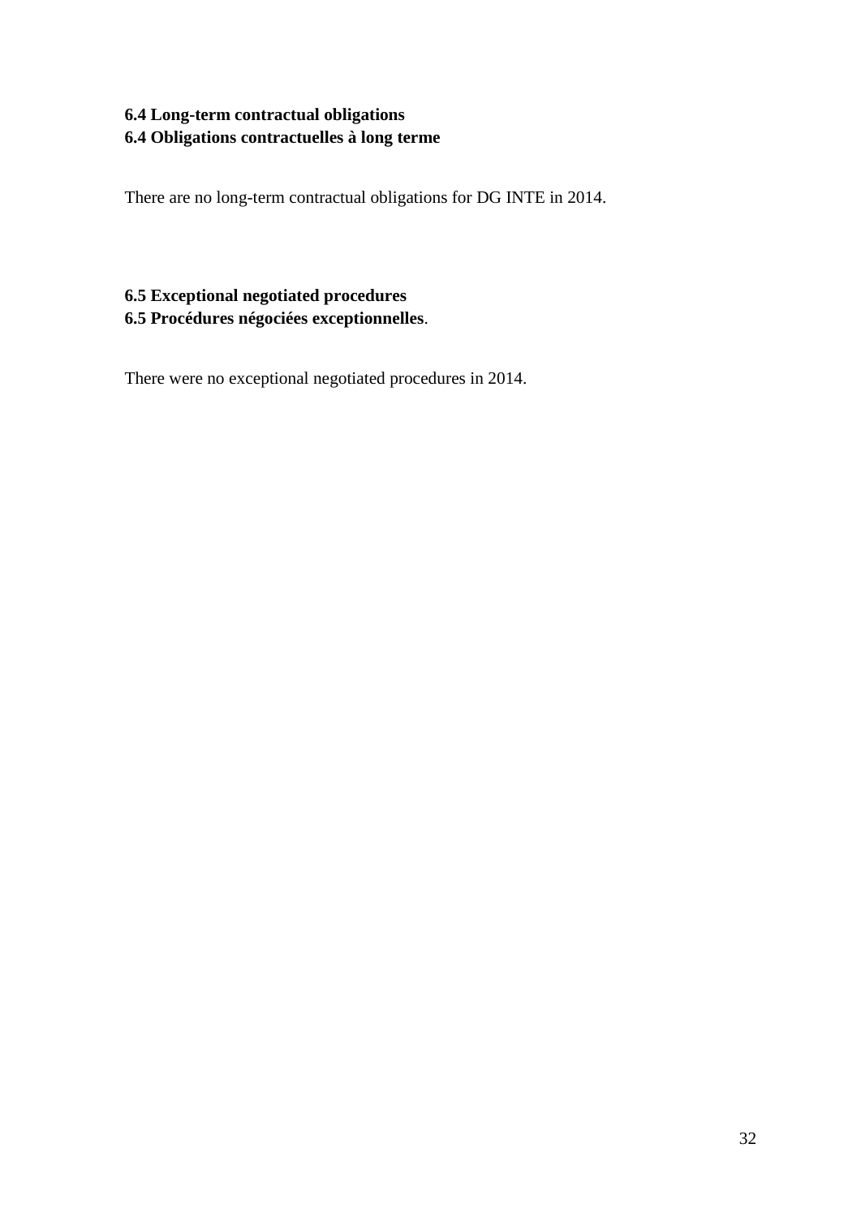### 6.4 Long-term contractual obligations
### 6.4 Obligations contractuelles à long terme

There are no long-term contractual obligations for DG INTE in 2014.

### 6.5 Exceptional negotiated procedures
### 6.5 Procédures négociées exceptionnelles.

There were no exceptional negotiated procedures in 2014.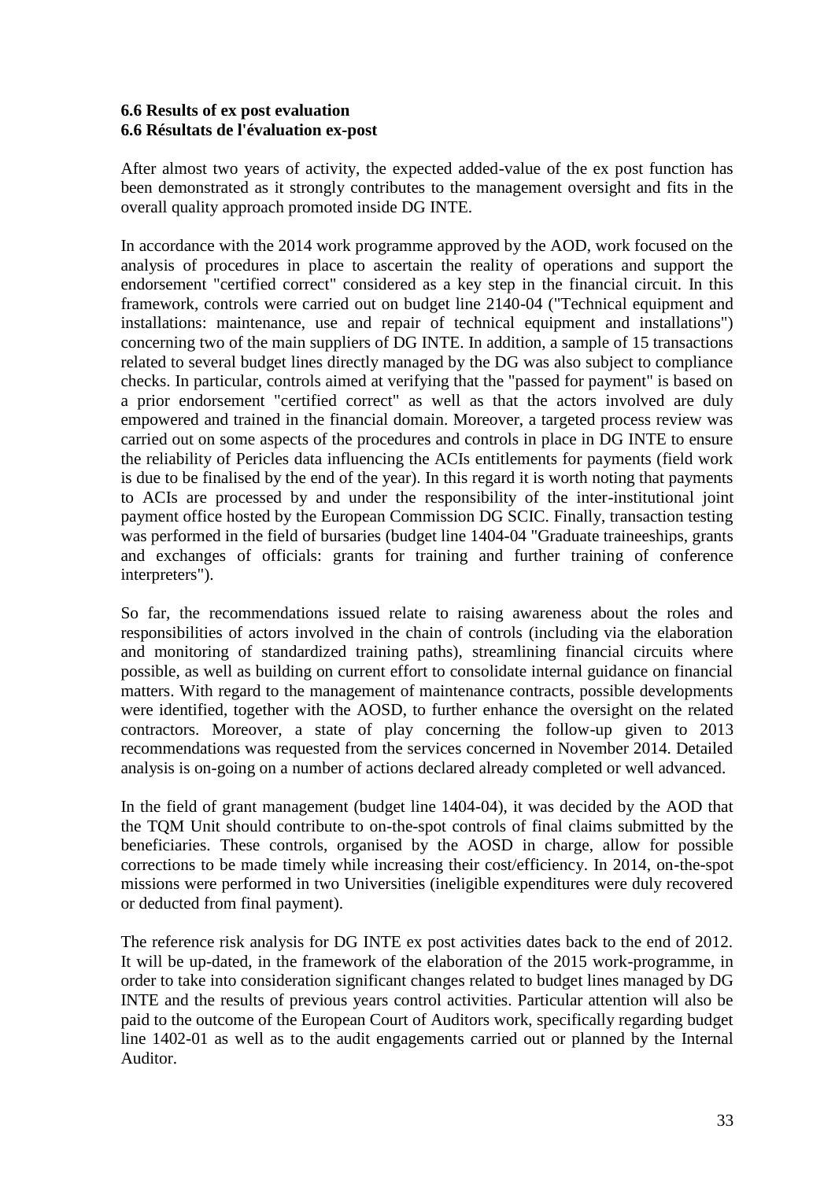### 6.6 Results of ex post evaluation
### 6.6 Résultats de l'évaluation ex-post

After almost two years of activity, the expected added-value of the ex post function has been demonstrated as it strongly contributes to the management oversight and fits in the overall quality approach promoted inside DG INTE.

In accordance with the 2014 work programme approved by the AOD, work focused on the analysis of procedures in place to ascertain the reality of operations and support the endorsement "certified correct" considered as a key step in the financial circuit. In this framework, controls were carried out on budget line 2140-04 ("Technical equipment and installations: maintenance, use and repair of technical equipment and installations") concerning two of the main suppliers of DG INTE. In addition, a sample of 15 transactions related to several budget lines directly managed by the DG was also subject to compliance checks. In particular, controls aimed at verifying that the "passed for payment" is based on a prior endorsement "certified correct" as well as that the actors involved are duly empowered and trained in the financial domain. Moreover, a targeted process review was carried out on some aspects of the procedures and controls in place in DG INTE to ensure the reliability of Pericles data influencing the ACIs entitlements for payments (field work is due to be finalised by the end of the year). In this regard it is worth noting that payments to ACIs are processed by and under the responsibility of the inter-institutional joint payment office hosted by the European Commission DG SCIC. Finally, transaction testing was performed in the field of bursaries (budget line 1404-04 "Graduate traineeships, grants and exchanges of officials: grants for training and further training of conference interpreters").

So far, the recommendations issued relate to raising awareness about the roles and responsibilities of actors involved in the chain of controls (including via the elaboration and monitoring of standardized training paths), streamlining financial circuits where possible, as well as building on current effort to consolidate internal guidance on financial matters. With regard to the management of maintenance contracts, possible developments were identified, together with the AOSD, to further enhance the oversight on the related contractors. Moreover, a state of play concerning the follow-up given to 2013 recommendations was requested from the services concerned in November 2014. Detailed analysis is on-going on a number of actions declared already completed or well advanced.

In the field of grant management (budget line 1404-04), it was decided by the AOD that the TQM Unit should contribute to on-the-spot controls of final claims submitted by the beneficiaries. These controls, organised by the AOSD in charge, allow for possible corrections to be made timely while increasing their cost/efficiency. In 2014, on-the-spot missions were performed in two Universities (ineligible expenditures were duly recovered or deducted from final payment).

The reference risk analysis for DG INTE ex post activities dates back to the end of 2012. It will be up-dated, in the framework of the elaboration of the 2015 work-programme, in order to take into consideration significant changes related to budget lines managed by DG INTE and the results of previous years control activities. Particular attention will also be paid to the outcome of the European Court of Auditors work, specifically regarding budget line 1402-01 as well as to the audit engagements carried out or planned by the Internal Auditor.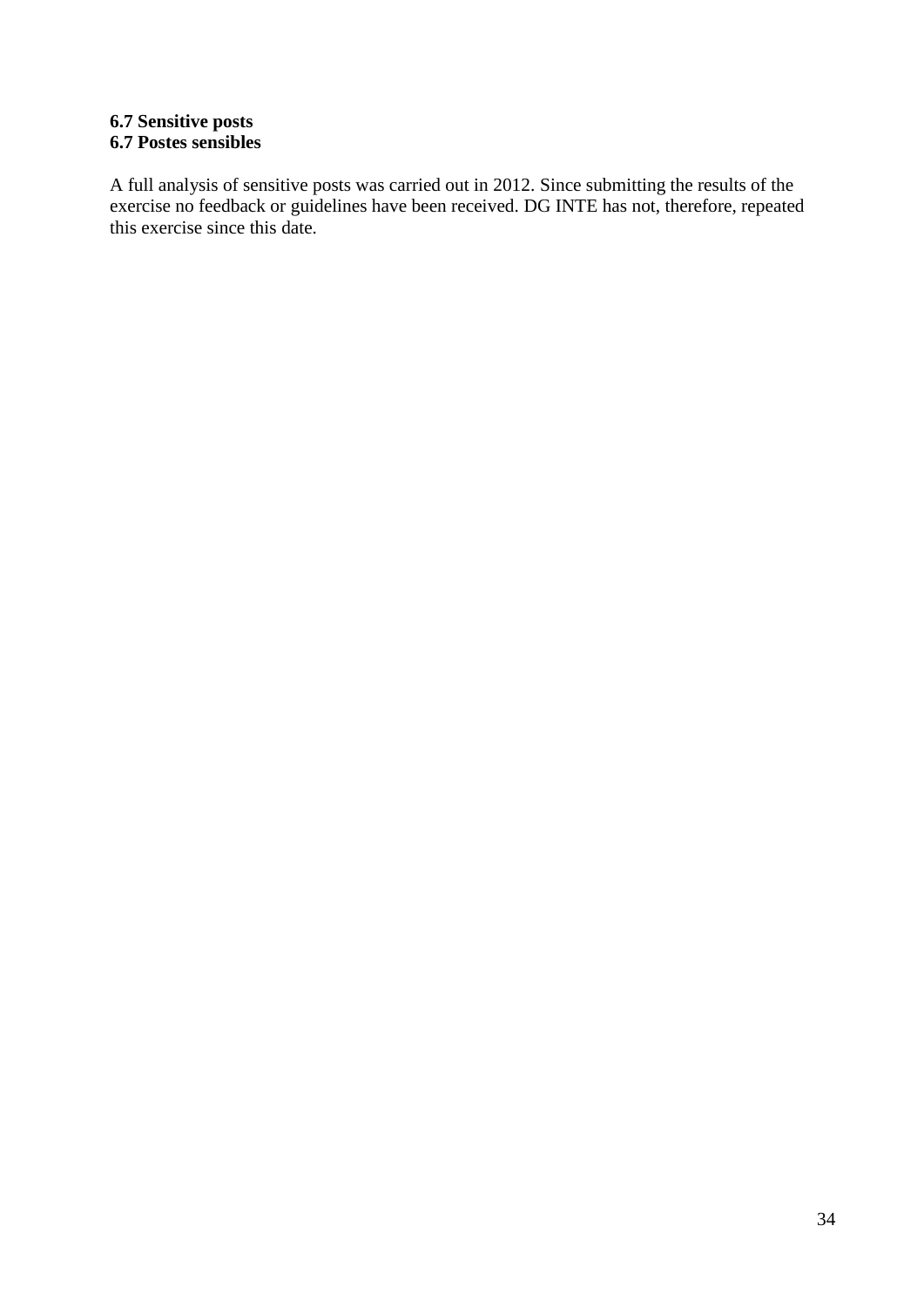### 6.7 Sensitive posts
### 6.7 Postes sensibles

A full analysis of sensitive posts was carried out in 2012. Since submitting the results of the exercise no feedback or guidelines have been received. DG INTE has not, therefore, repeated this exercise since this date.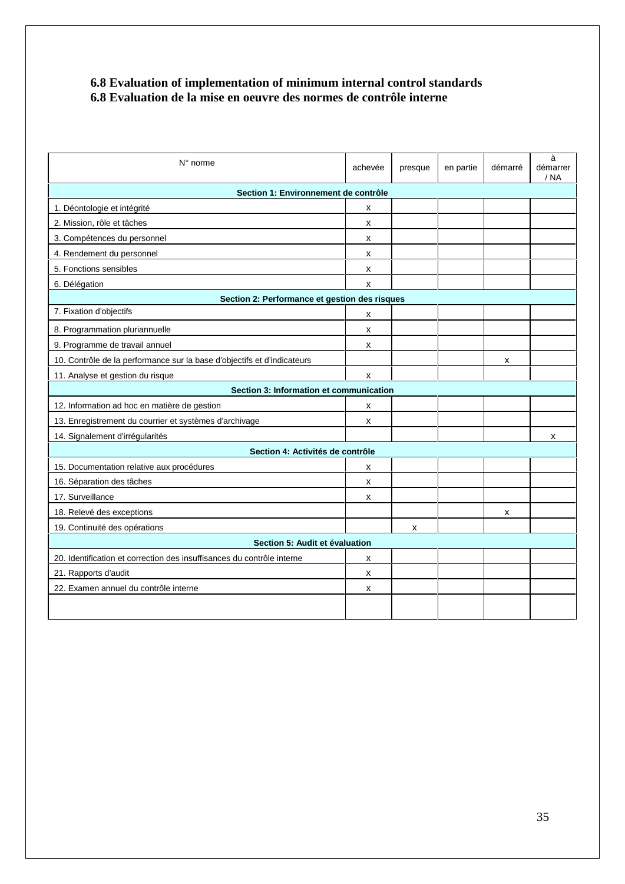### 6.8 Evaluation of implementation of minimum internal control standards
### 6.8 Evaluation de la mise en oeuvre des normes de contrôle interne

| N° norme | achevée | presque | en partie | démarré | à démarrer / NA |
|---|---|---|---|---|---|
| **Section 1: Environnement de contrôle** | | | | | |
| 1. Déontologie et intégrité | x | | | | |
| 2. Mission, rôle et tâches | x | | | | |
| 3. Compétences du personnel | x | | | | |
| 4. Rendement du personnel | x | | | | |
| 5. Fonctions sensibles | x | | | | |
| 6. Délégation | x | | | | |
| **Section 2: Performance et gestion des risques** | | | | | |
| 7. Fixation d'objectifs | x | | | | |
| 8. Programmation pluriannuelle | x | | | | |
| 9. Programme de travail annuel | x | | | | |
| 10. Contrôle de la performance sur la base d'objectifs et d'indicateurs | | | | x | |
| 11. Analyse et gestion du risque | x | | | | |
| **Section 3: Information et communication** | | | | | |
| 12. Information ad hoc en matière de gestion | x | | | | |
| 13. Enregistrement du courrier et systèmes d'archivage | x | | | | |
| 14. Signalement d'irrégularités | | | | | x |
| **Section 4: Activités de contrôle** | | | | | |
| 15. Documentation relative aux procédures | x | | | | |
| 16. Séparation des tâches | x | | | | |
| 17. Surveillance | x | | | | |
| 18. Relevé des exceptions | | | | x | |
| 19. Continuité des opérations | | x | | | |
| **Section 5: Audit et évaluation** | | | | | |
| 20. Identification et correction des insuffisances du contrôle interne | x | | | | |
| 21. Rapports d'audit | x | | | | |
| 22. Examen annuel du contrôle interne | x | | | | |
| | | | | | |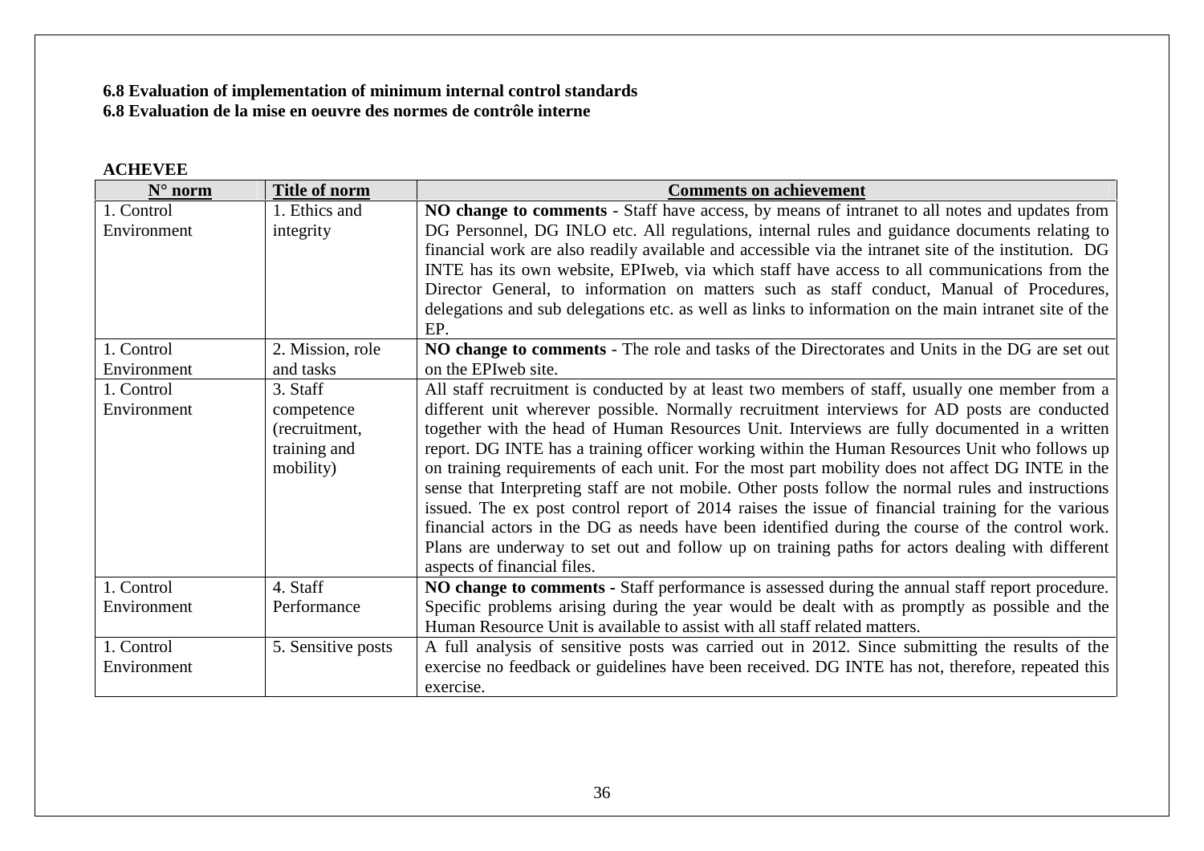**6.8 Evaluation of implementation of minimum internal control standards**
**6.8 Evaluation de la mise en oeuvre des normes de contrôle interne**

**ACHEVEE**

| N° norm | Title of norm | Comments on achievement |
|---|---|---|
| 1. Control Environment | 1. Ethics and integrity | **NO change to comments** - Staff have access, by means of intranet to all notes and updates from DG Personnel, DG INLO etc. All regulations, internal rules and guidance documents relating to financial work are also readily available and accessible via the intranet site of the institution. DG INTE has its own website, EPIweb, via which staff have access to all communications from the Director General, to information on matters such as staff conduct, Manual of Procedures, delegations and sub delegations etc. as well as links to information on the main intranet site of the EP. |
| 1. Control Environment | 2. Mission, role and tasks | **NO change to comments** - The role and tasks of the Directorates and Units in the DG are set out on the EPIweb site. |
| 1. Control Environment | 3. Staff competence (recruitment, training and mobility) | All staff recruitment is conducted by at least two members of staff, usually one member from a different unit wherever possible. Normally recruitment interviews for AD posts are conducted together with the head of Human Resources Unit. Interviews are fully documented in a written report. DG INTE has a training officer working within the Human Resources Unit who follows up on training requirements of each unit. For the most part mobility does not affect DG INTE in the sense that Interpreting staff are not mobile. Other posts follow the normal rules and instructions issued. The ex post control report of 2014 raises the issue of financial training for the various financial actors in the DG as needs have been identified during the course of the control work. Plans are underway to set out and follow up on training paths for actors dealing with different aspects of financial files. |
| 1. Control Environment | 4. Staff Performance | **NO change to comments** - Staff performance is assessed during the annual staff report procedure. Specific problems arising during the year would be dealt with as promptly as possible and the Human Resource Unit is available to assist with all staff related matters. |
| 1. Control Environment | 5. Sensitive posts | A full analysis of sensitive posts was carried out in 2012. Since submitting the results of the exercise no feedback or guidelines have been received. DG INTE has not, therefore, repeated this exercise. |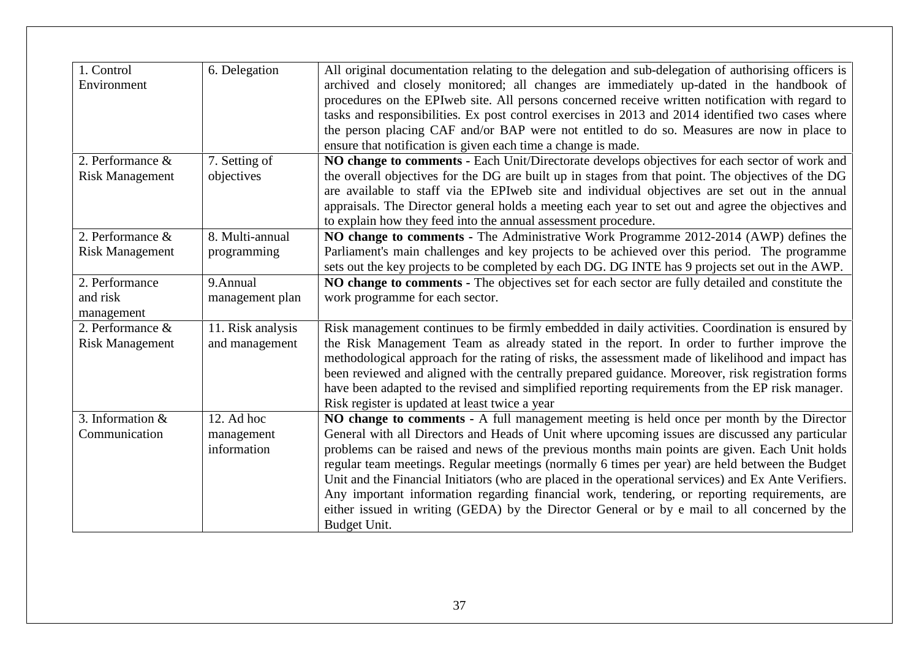| | | |
|---|---|---|
| 1. Control Environment | 6. Delegation | All original documentation relating to the delegation and sub-delegation of authorising officers is archived and closely monitored; all changes are immediately up-dated in the handbook of procedures on the EPIweb site. All persons concerned receive written notification with regard to tasks and responsibilities. Ex post control exercises in 2013 and 2014 identified two cases where the person placing CAF and/or BAP were not entitled to do so. Measures are now in place to ensure that notification is given each time a change is made. |
| 2. Performance & Risk Management | 7. Setting of objectives | **NO change to comments -** Each Unit/Directorate develops objectives for each sector of work and the overall objectives for the DG are built up in stages from that point. The objectives of the DG are available to staff via the EPIweb site and individual objectives are set out in the annual appraisals. The Director general holds a meeting each year to set out and agree the objectives and to explain how they feed into the annual assessment procedure. |
| 2. Performance & Risk Management | 8. Multi-annual programming | **NO change to comments -** The Administrative Work Programme 2012-2014 (AWP) defines the Parliament's main challenges and key projects to be achieved over this period. The programme sets out the key projects to be completed by each DG. DG INTE has 9 projects set out in the AWP. |
| 2. Performance and risk management | 9.Annual management plan | **NO change to comments -** The objectives set for each sector are fully detailed and constitute the work programme for each sector. |
| 2. Performance & Risk Management | 11. Risk analysis and management | Risk management continues to be firmly embedded in daily activities. Coordination is ensured by the Risk Management Team as already stated in the report. In order to further improve the methodological approach for the rating of risks, the assessment made of likelihood and impact has been reviewed and aligned with the centrally prepared guidance. Moreover, risk registration forms have been adapted to the revised and simplified reporting requirements from the EP risk manager. Risk register is updated at least twice a year |
| 3. Information & Communication | 12. Ad hoc management information | **NO change to comments -** A full management meeting is held once per month by the Director General with all Directors and Heads of Unit where upcoming issues are discussed any particular problems can be raised and news of the previous months main points are given. Each Unit holds regular team meetings. Regular meetings (normally 6 times per year) are held between the Budget Unit and the Financial Initiators (who are placed in the operational services) and Ex Ante Verifiers. Any important information regarding financial work, tendering, or reporting requirements, are either issued in writing (GEDA) by the Director General or by e mail to all concerned by the Budget Unit. |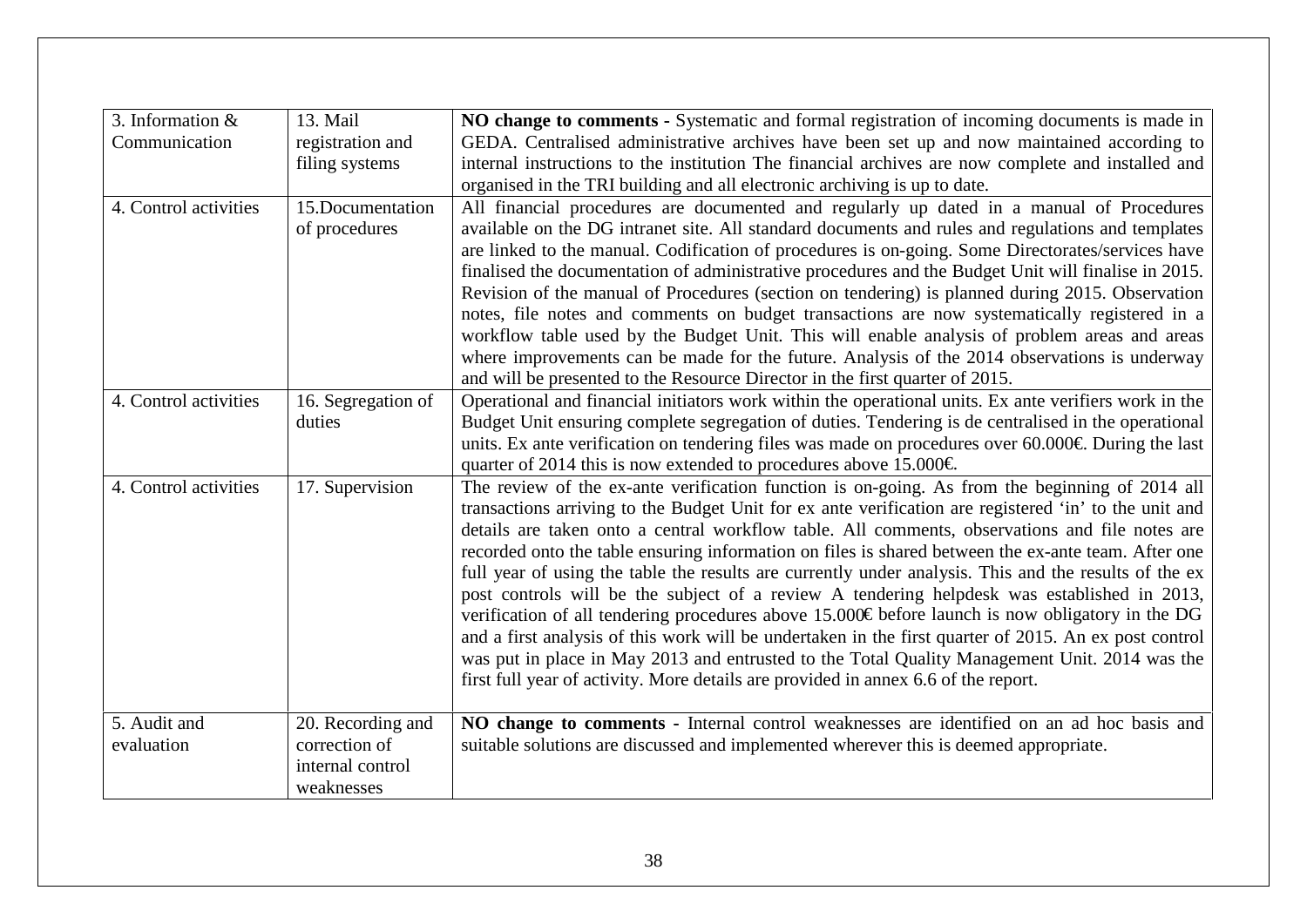| | | |
|---|---|---|
| 3. Information & Communication | 13. Mail registration and filing systems | **NO change to comments -** Systematic and formal registration of incoming documents is made in GEDA. Centralised administrative archives have been set up and now maintained according to internal instructions to the institution The financial archives are now complete and installed and organised in the TRI building and all electronic archiving is up to date. |
| 4. Control activities | 15.Documentation of procedures | All financial procedures are documented and regularly up dated in a manual of Procedures available on the DG intranet site. All standard documents and rules and regulations and templates are linked to the manual. Codification of procedures is on-going. Some Directorates/services have finalised the documentation of administrative procedures and the Budget Unit will finalise in 2015. Revision of the manual of Procedures (section on tendering) is planned during 2015. Observation notes, file notes and comments on budget transactions are now systematically registered in a workflow table used by the Budget Unit. This will enable analysis of problem areas and areas where improvements can be made for the future. Analysis of the 2014 observations is underway and will be presented to the Resource Director in the first quarter of 2015. |
| 4. Control activities | 16. Segregation of duties | Operational and financial initiators work within the operational units. Ex ante verifiers work in the Budget Unit ensuring complete segregation of duties. Tendering is de centralised in the operational units. Ex ante verification on tendering files was made on procedures over 60.000€. During the last quarter of 2014 this is now extended to procedures above 15.000€. |
| 4. Control activities | 17. Supervision | The review of the ex-ante verification function is on-going. As from the beginning of 2014 all transactions arriving to the Budget Unit for ex ante verification are registered 'in' to the unit and details are taken onto a central workflow table. All comments, observations and file notes are recorded onto the table ensuring information on files is shared between the ex-ante team. After one full year of using the table the results are currently under analysis. This and the results of the ex post controls will be the subject of a review A tendering helpdesk was established in 2013, verification of all tendering procedures above 15.000€ before launch is now obligatory in the DG and a first analysis of this work will be undertaken in the first quarter of 2015. An ex post control was put in place in May 2013 and entrusted to the Total Quality Management Unit. 2014 was the first full year of activity. More details are provided in annex 6.6 of the report. |
| 5. Audit and evaluation | 20. Recording and correction of internal control weaknesses | **NO change to comments -** Internal control weaknesses are identified on an ad hoc basis and suitable solutions are discussed and implemented wherever this is deemed appropriate. |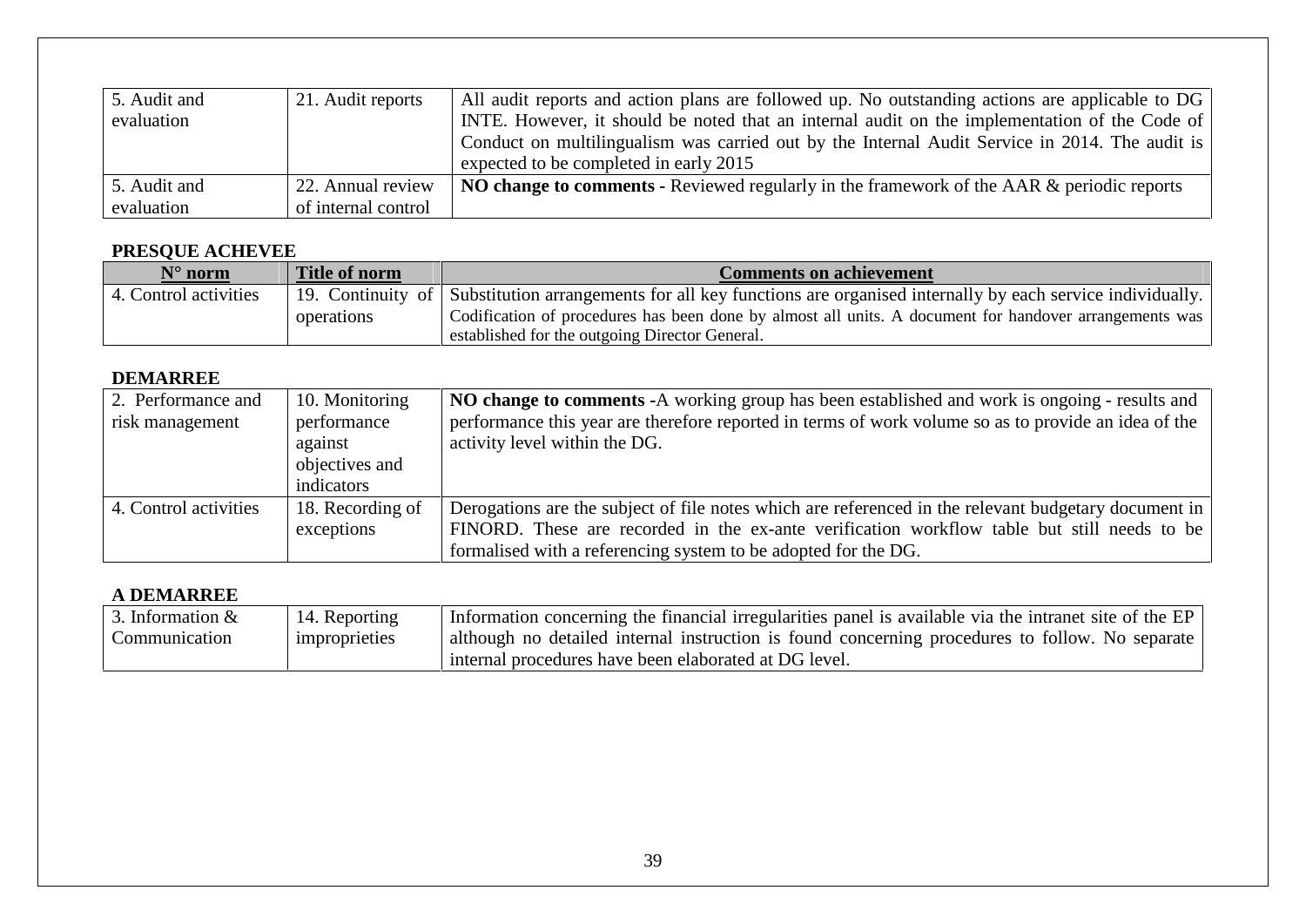| | | |
|---|---|---|
| 5. Audit and evaluation | 21. Audit reports | All audit reports and action plans are followed up. No outstanding actions are applicable to DG INTE. However, it should be noted that an internal audit on the implementation of the Code of Conduct on multilingualism was carried out by the Internal Audit Service in 2014. The audit is expected to be completed in early 2015 |
| 5. Audit and evaluation | 22. Annual review of internal control | **NO change to comments -** Reviewed regularly in the framework of the AAR & periodic reports |

**PRESQUE ACHEVEE**

| N° norm | Title of norm | Comments on achievement |
|---|---|---|
| 4. Control activities | 19. Continuity of operations | Substitution arrangements for all key functions are organised internally by each service individually. Codification of procedures has been done by almost all units. A document for handover arrangements was established for the outgoing Director General. |

**DEMARREE**

| | | |
|---|---|---|
| 2. Performance and risk management | 10. Monitoring performance against objectives and indicators | **NO change to comments -**A working group has been established and work is ongoing - results and performance this year are therefore reported in terms of work volume so as to provide an idea of the activity level within the DG. |
| 4. Control activities | 18. Recording of exceptions | Derogations are the subject of file notes which are referenced in the relevant budgetary document in FINORD. These are recorded in the ex-ante verification workflow table but still needs to be formalised with a referencing system to be adopted for the DG. |

**A DEMARREE**

| | | |
|---|---|---|
| 3. Information & Communication | 14. Reporting improprieties | Information concerning the financial irregularities panel is available via the intranet site of the EP although no detailed internal instruction is found concerning procedures to follow. No separate internal procedures have been elaborated at DG level. |